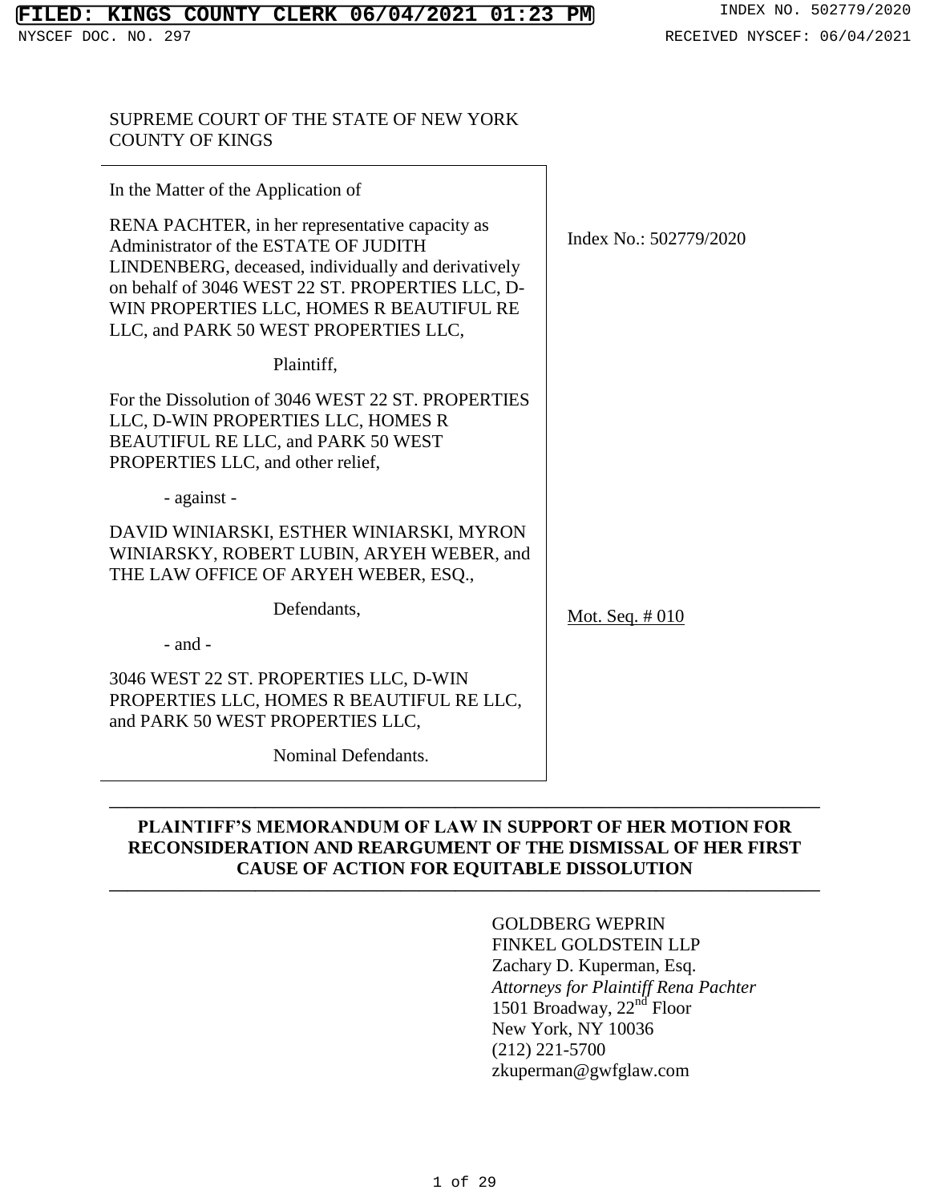SUPREME COURT OF THE STATE OF NEW YORK
COUNTY OF KINGS

In the Matter of the Application of

RENA PACHTER, in her representative capacity as Administrator of the ESTATE OF JUDITH LINDENBERG, deceased, individually and derivatively on behalf of 3046 WEST 22 ST. PROPERTIES LLC, D-WIN PROPERTIES LLC, HOMES R BEAUTIFUL RE LLC, and PARK 50 WEST PROPERTIES LLC,

Plaintiff,

For the Dissolution of 3046 WEST 22 ST. PROPERTIES LLC, D-WIN PROPERTIES LLC, HOMES R BEAUTIFUL RE LLC, and PARK 50 WEST PROPERTIES LLC, and other relief,

- against -

DAVID WINIARSKI, ESTHER WINIARSKI, MYRON WINIARSKY, ROBERT LUBIN, ARYEH WEBER, and THE LAW OFFICE OF ARYEH WEBER, ESQ.,

Defendants,

- and -

3046 WEST 22 ST. PROPERTIES LLC, D-WIN PROPERTIES LLC, HOMES R BEAUTIFUL RE LLC, and PARK 50 WEST PROPERTIES LLC,

Nominal Defendants.

Index No.: 502779/2020

Mot. Seq. # 010

**PLAINTIFF'S MEMORANDUM OF LAW IN SUPPORT OF HER MOTION FOR RECONSIDERATION AND REARGUMENT OF THE DISMISSAL OF HER FIRST CAUSE OF ACTION FOR EQUITABLE DISSOLUTION**

GOLDBERG WEPRIN
FINKEL GOLDSTEIN LLP
Zachary D. Kuperman, Esq.
*Attorneys for Plaintiff Rena Pachter*
1501 Broadway, 22nd Floor
New York, NY 10036
(212) 221-5700
zkuperman@gwfglaw.com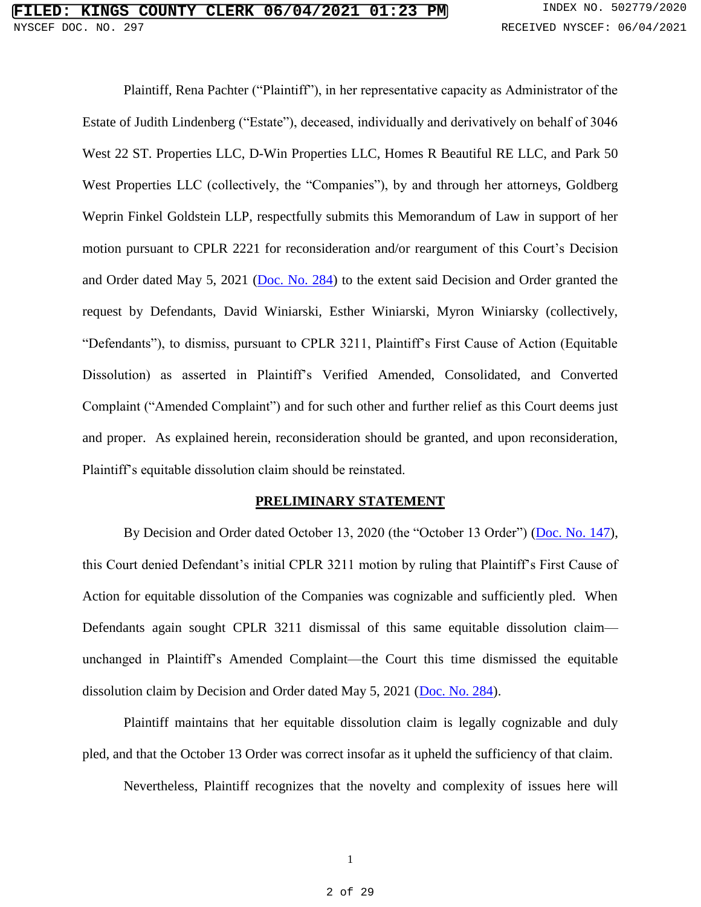Plaintiff, Rena Pachter ("Plaintiff"), in her representative capacity as Administrator of the Estate of Judith Lindenberg ("Estate"), deceased, individually and derivatively on behalf of 3046 West 22 ST. Properties LLC, D-Win Properties LLC, Homes R Beautiful RE LLC, and Park 50 West Properties LLC (collectively, the "Companies"), by and through her attorneys, Goldberg Weprin Finkel Goldstein LLP, respectfully submits this Memorandum of Law in support of her motion pursuant to CPLR 2221 for reconsideration and/or reargument of this Court's Decision and Order dated May 5, 2021 (Doc. No. 284) to the extent said Decision and Order granted the request by Defendants, David Winiarski, Esther Winiarski, Myron Winiarsky (collectively, "Defendants"), to dismiss, pursuant to CPLR 3211, Plaintiff's First Cause of Action (Equitable Dissolution) as asserted in Plaintiff's Verified Amended, Consolidated, and Converted Complaint ("Amended Complaint") and for such other and further relief as this Court deems just and proper. As explained herein, reconsideration should be granted, and upon reconsideration, Plaintiff's equitable dissolution claim should be reinstated.

## PRELIMINARY STATEMENT

By Decision and Order dated October 13, 2020 (the "October 13 Order") (Doc. No. 147), this Court denied Defendant's initial CPLR 3211 motion by ruling that Plaintiff's First Cause of Action for equitable dissolution of the Companies was cognizable and sufficiently pled. When Defendants again sought CPLR 3211 dismissal of this same equitable dissolution claim—unchanged in Plaintiff's Amended Complaint—the Court this time dismissed the equitable dissolution claim by Decision and Order dated May 5, 2021 (Doc. No. 284).

Plaintiff maintains that her equitable dissolution claim is legally cognizable and duly pled, and that the October 13 Order was correct insofar as it upheld the sufficiency of that claim.

Nevertheless, Plaintiff recognizes that the novelty and complexity of issues here will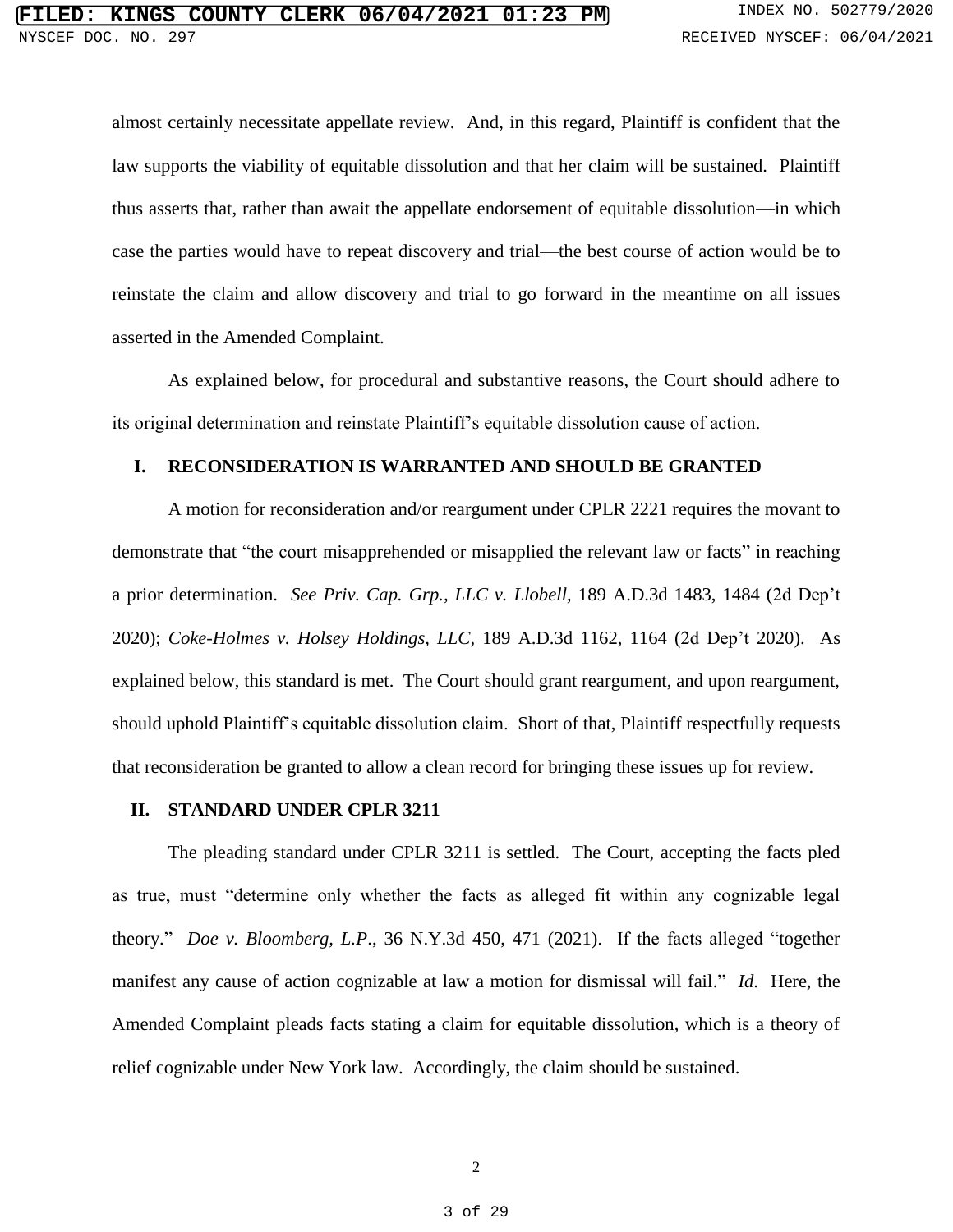almost certainly necessitate appellate review. And, in this regard, Plaintiff is confident that the law supports the viability of equitable dissolution and that her claim will be sustained. Plaintiff thus asserts that, rather than await the appellate endorsement of equitable dissolution—in which case the parties would have to repeat discovery and trial—the best course of action would be to reinstate the claim and allow discovery and trial to go forward in the meantime on all issues asserted in the Amended Complaint.

As explained below, for procedural and substantive reasons, the Court should adhere to its original determination and reinstate Plaintiff's equitable dissolution cause of action.

## I. RECONSIDERATION IS WARRANTED AND SHOULD BE GRANTED

A motion for reconsideration and/or reargument under CPLR 2221 requires the movant to demonstrate that "the court misapprehended or misapplied the relevant law or facts" in reaching a prior determination. *See Priv. Cap. Grp., LLC v. Llobell*, 189 A.D.3d 1483, 1484 (2d Dep't 2020); *Coke-Holmes v. Holsey Holdings, LLC*, 189 A.D.3d 1162, 1164 (2d Dep't 2020). As explained below, this standard is met. The Court should grant reargument, and upon reargument, should uphold Plaintiff's equitable dissolution claim. Short of that, Plaintiff respectfully requests that reconsideration be granted to allow a clean record for bringing these issues up for review.

## II. STANDARD UNDER CPLR 3211

The pleading standard under CPLR 3211 is settled. The Court, accepting the facts pled as true, must "determine only whether the facts as alleged fit within any cognizable legal theory." *Doe v. Bloomberg, L.P.*, 36 N.Y.3d 450, 471 (2021). If the facts alleged "together manifest any cause of action cognizable at law a motion for dismissal will fail." *Id*. Here, the Amended Complaint pleads facts stating a claim for equitable dissolution, which is a theory of relief cognizable under New York law. Accordingly, the claim should be sustained.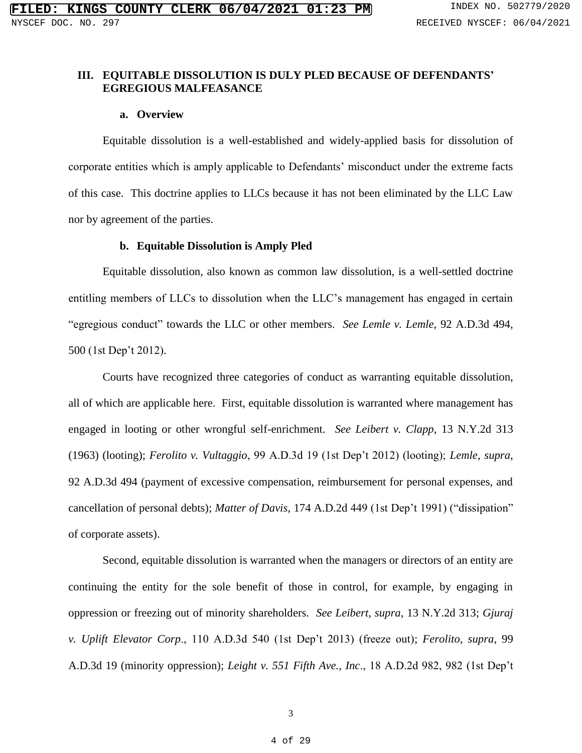## III. EQUITABLE DISSOLUTION IS DULY PLED BECAUSE OF DEFENDANTS' EGREGIOUS MALFEASANCE

### a. Overview

Equitable dissolution is a well-established and widely-applied basis for dissolution of corporate entities which is amply applicable to Defendants' misconduct under the extreme facts of this case. This doctrine applies to LLCs because it has not been eliminated by the LLC Law nor by agreement of the parties.

### b. Equitable Dissolution is Amply Pled

Equitable dissolution, also known as common law dissolution, is a well-settled doctrine entitling members of LLCs to dissolution when the LLC's management has engaged in certain "egregious conduct" towards the LLC or other members. *See Lemle v. Lemle*, 92 A.D.3d 494, 500 (1st Dep't 2012).

Courts have recognized three categories of conduct as warranting equitable dissolution, all of which are applicable here. First, equitable dissolution is warranted where management has engaged in looting or other wrongful self-enrichment. *See Leibert v. Clapp*, 13 N.Y.2d 313 (1963) (looting); *Ferolito v. Vultaggio*, 99 A.D.3d 19 (1st Dep't 2012) (looting); *Lemle*, *supra*, 92 A.D.3d 494 (payment of excessive compensation, reimbursement for personal expenses, and cancellation of personal debts); *Matter of Davis*, 174 A.D.2d 449 (1st Dep't 1991) ("dissipation" of corporate assets).

Second, equitable dissolution is warranted when the managers or directors of an entity are continuing the entity for the sole benefit of those in control, for example, by engaging in oppression or freezing out of minority shareholders. *See Leibert*, *supra*, 13 N.Y.2d 313; *Gjuraj v. Uplift Elevator Corp*., 110 A.D.3d 540 (1st Dep't 2013) (freeze out); *Ferolito*, *supra*, 99 A.D.3d 19 (minority oppression); *Leight v. 551 Fifth Ave., Inc*., 18 A.D.2d 982, 982 (1st Dep't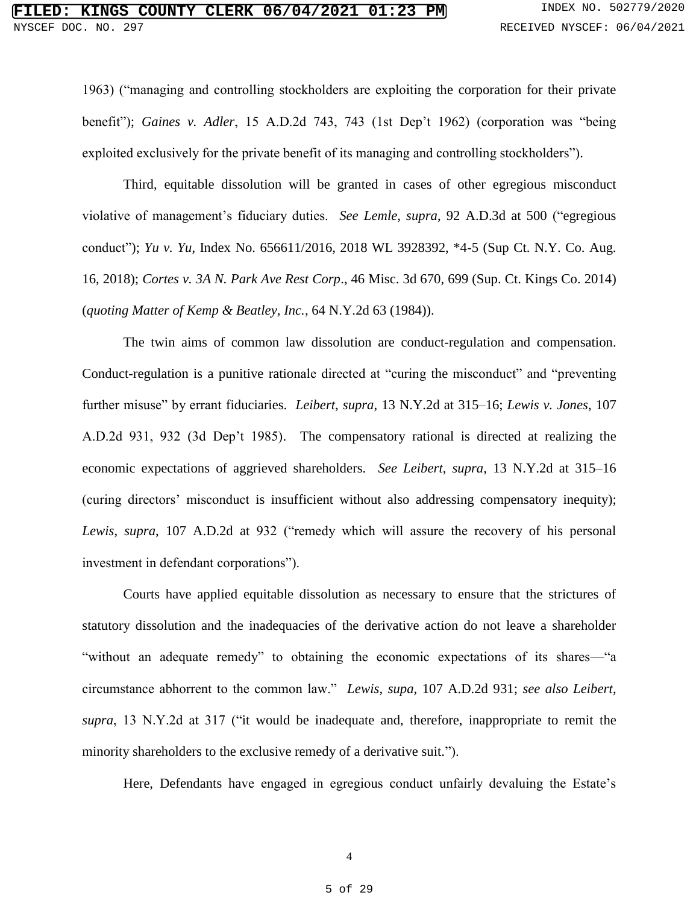1963) ("managing and controlling stockholders are exploiting the corporation for their private benefit"); *Gaines v. Adler*, 15 A.D.2d 743, 743 (1st Dep't 1962) (corporation was "being exploited exclusively for the private benefit of its managing and controlling stockholders").

Third, equitable dissolution will be granted in cases of other egregious misconduct violative of management's fiduciary duties. *See Lemle*, *supra*, 92 A.D.3d at 500 ("egregious conduct"); *Yu v. Yu*, Index No. 656611/2016, 2018 WL 3928392, *4-5 (Sup Ct. N.Y. Co. Aug. 16, 2018); *Cortes v. 3A N. Park Ave Rest Corp*., 46 Misc. 3d 670, 699 (Sup. Ct. Kings Co. 2014) (*quoting Matter of Kemp & Beatley, Inc.*, 64 N.Y.2d 63 (1984)).

The twin aims of common law dissolution are conduct-regulation and compensation. Conduct-regulation is a punitive rationale directed at "curing the misconduct" and "preventing further misuse" by errant fiduciaries. *Leibert*, *supra*, 13 N.Y.2d at 315–16; *Lewis v. Jones*, 107 A.D.2d 931, 932 (3d Dep't 1985). The compensatory rational is directed at realizing the economic expectations of aggrieved shareholders. *See Leibert, supra*, 13 N.Y.2d at 315–16 (curing directors' misconduct is insufficient without also addressing compensatory inequity); *Lewis*, *supra*, 107 A.D.2d at 932 ("remedy which will assure the recovery of his personal investment in defendant corporations").

Courts have applied equitable dissolution as necessary to ensure that the strictures of statutory dissolution and the inadequacies of the derivative action do not leave a shareholder "without an adequate remedy" to obtaining the economic expectations of its shares—"a circumstance abhorrent to the common law." *Lewis*, *supa*, 107 A.D.2d 931; *see also Leibert*, *supra*, 13 N.Y.2d at 317 ("it would be inadequate and, therefore, inappropriate to remit the minority shareholders to the exclusive remedy of a derivative suit.").

Here, Defendants have engaged in egregious conduct unfairly devaluing the Estate's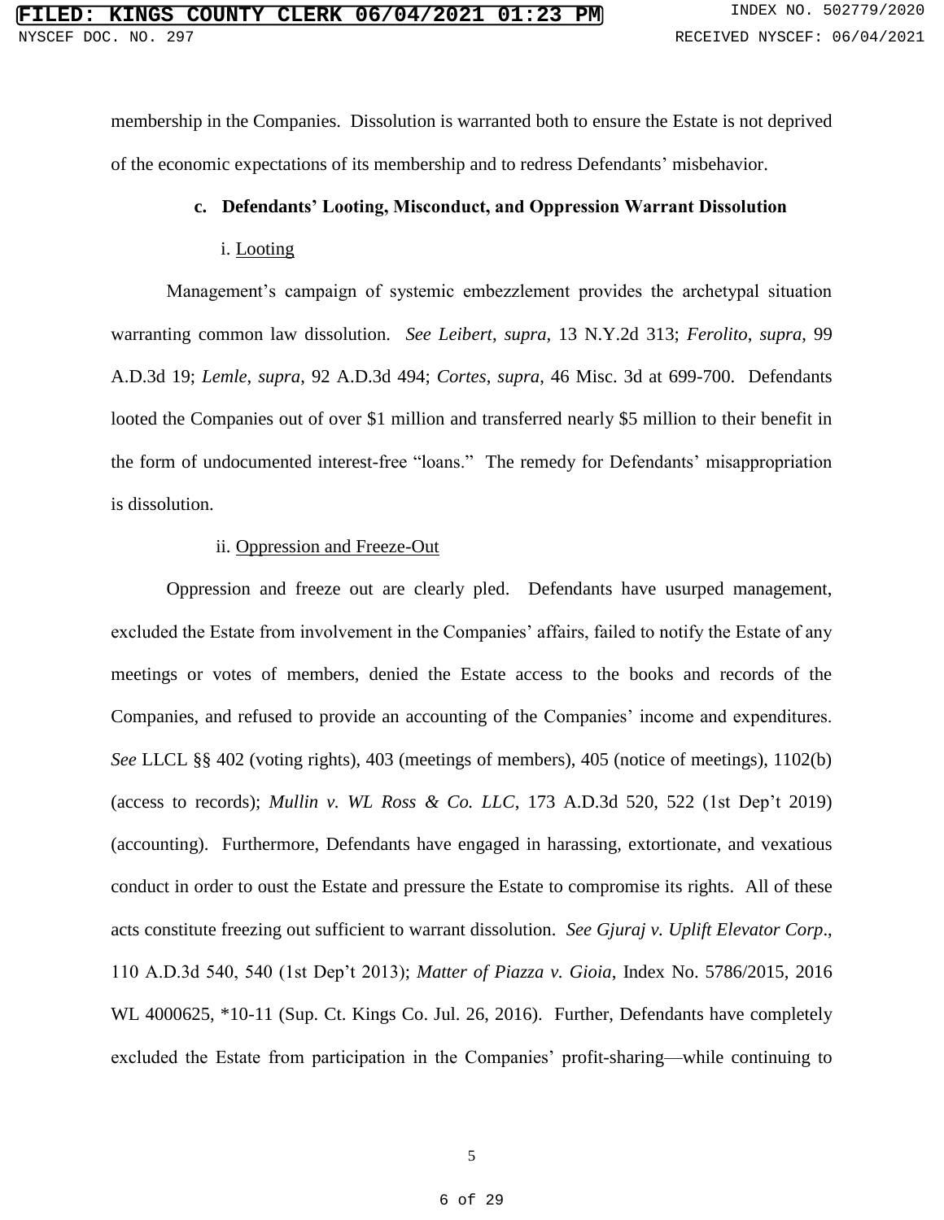membership in the Companies. Dissolution is warranted both to ensure the Estate is not deprived of the economic expectations of its membership and to redress Defendants' misbehavior.

### c. Defendants' Looting, Misconduct, and Oppression Warrant Dissolution

#### i. Looting

Management's campaign of systemic embezzlement provides the archetypal situation warranting common law dissolution. *See Leibert*, *supra*, 13 N.Y.2d 313; *Ferolito*, *supra*, 99 A.D.3d 19; *Lemle*, *supra*, 92 A.D.3d 494; *Cortes*, *supra*, 46 Misc. 3d at 699-700. Defendants looted the Companies out of over $1 million and transferred nearly $5 million to their benefit in the form of undocumented interest-free "loans." The remedy for Defendants' misappropriation is dissolution.

#### ii. Oppression and Freeze-Out

Oppression and freeze out are clearly pled. Defendants have usurped management, excluded the Estate from involvement in the Companies' affairs, failed to notify the Estate of any meetings or votes of members, denied the Estate access to the books and records of the Companies, and refused to provide an accounting of the Companies' income and expenditures. *See* LLCL §§ 402 (voting rights), 403 (meetings of members), 405 (notice of meetings), 1102(b) (access to records); *Mullin v. WL Ross & Co. LLC*, 173 A.D.3d 520, 522 (1st Dep't 2019) (accounting). Furthermore, Defendants have engaged in harassing, extortionate, and vexatious conduct in order to oust the Estate and pressure the Estate to compromise its rights. All of these acts constitute freezing out sufficient to warrant dissolution. *See Gjuraj v. Uplift Elevator Corp*., 110 A.D.3d 540, 540 (1st Dep't 2013); *Matter of Piazza v. Gioia*, Index No. 5786/2015, 2016 WL 4000625, *10-11 (Sup. Ct. Kings Co. Jul. 26, 2016). Further, Defendants have completely excluded the Estate from participation in the Companies' profit-sharing—while continuing to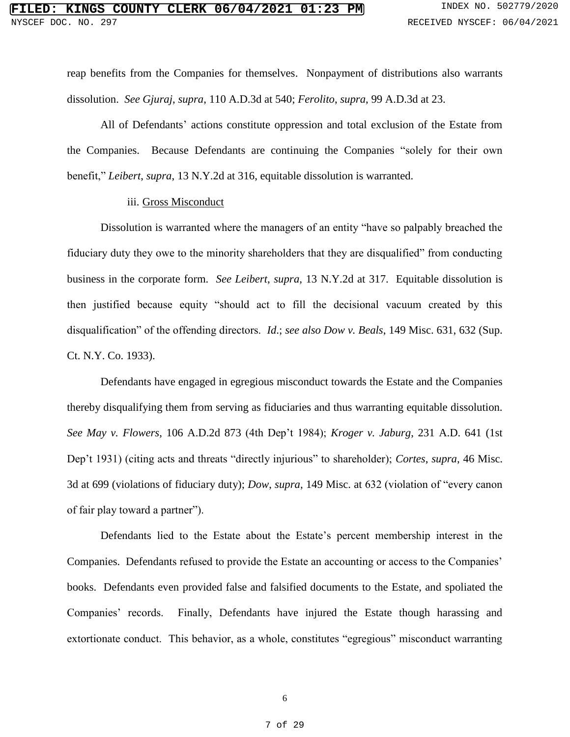reap benefits from the Companies for themselves. Nonpayment of distributions also warrants dissolution. *See Gjuraj*, *supra*, 110 A.D.3d at 540; *Ferolito*, *supra*, 99 A.D.3d at 23.

All of Defendants' actions constitute oppression and total exclusion of the Estate from the Companies. Because Defendants are continuing the Companies "solely for their own benefit," *Leibert*, *supra*, 13 N.Y.2d at 316, equitable dissolution is warranted.

iii. Gross Misconduct

Dissolution is warranted where the managers of an entity "have so palpably breached the fiduciary duty they owe to the minority shareholders that they are disqualified" from conducting business in the corporate form. *See Leibert*, *supra*, 13 N.Y.2d at 317. Equitable dissolution is then justified because equity "should act to fill the decisional vacuum created by this disqualification" of the offending directors. *Id.*; *see also Dow v. Beals*, 149 Misc. 631, 632 (Sup. Ct. N.Y. Co. 1933).

Defendants have engaged in egregious misconduct towards the Estate and the Companies thereby disqualifying them from serving as fiduciaries and thus warranting equitable dissolution. *See May v. Flowers*, 106 A.D.2d 873 (4th Dep't 1984); *Kroger v. Jaburg*, 231 A.D. 641 (1st Dep't 1931) (citing acts and threats "directly injurious" to shareholder); *Cortes*, *supra*, 46 Misc. 3d at 699 (violations of fiduciary duty); *Dow*, *supra*, 149 Misc. at 632 (violation of "every canon of fair play toward a partner").

Defendants lied to the Estate about the Estate's percent membership interest in the Companies. Defendants refused to provide the Estate an accounting or access to the Companies' books. Defendants even provided false and falsified documents to the Estate, and spoliated the Companies' records. Finally, Defendants have injured the Estate though harassing and extortionate conduct. This behavior, as a whole, constitutes "egregious" misconduct warranting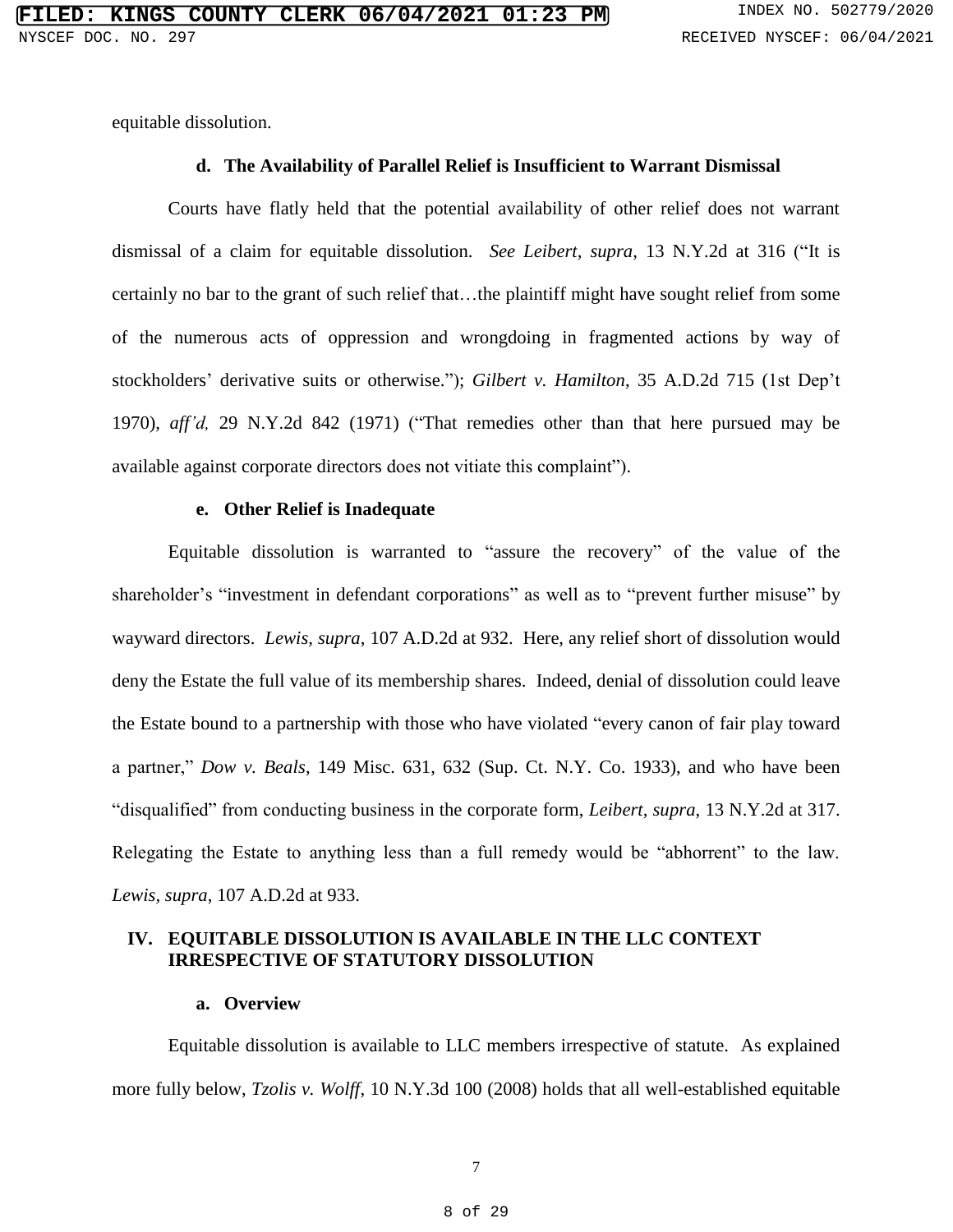equitable dissolution.

### d. The Availability of Parallel Relief is Insufficient to Warrant Dismissal

Courts have flatly held that the potential availability of other relief does not warrant dismissal of a claim for equitable dissolution. *See Leibert*, *supra*, 13 N.Y.2d at 316 ("It is certainly no bar to the grant of such relief that…the plaintiff might have sought relief from some of the numerous acts of oppression and wrongdoing in fragmented actions by way of stockholders' derivative suits or otherwise."); *Gilbert v. Hamilton*, 35 A.D.2d 715 (1st Dep't 1970), *aff'd,* 29 N.Y.2d 842 (1971) ("That remedies other than that here pursued may be available against corporate directors does not vitiate this complaint").

### e. Other Relief is Inadequate

Equitable dissolution is warranted to "assure the recovery" of the value of the shareholder's "investment in defendant corporations" as well as to "prevent further misuse" by wayward directors. *Lewis*, *supra*, 107 A.D.2d at 932. Here, any relief short of dissolution would deny the Estate the full value of its membership shares. Indeed, denial of dissolution could leave the Estate bound to a partnership with those who have violated "every canon of fair play toward a partner," *Dow v. Beals*, 149 Misc. 631, 632 (Sup. Ct. N.Y. Co. 1933), and who have been "disqualified" from conducting business in the corporate form, *Leibert*, *supra*, 13 N.Y.2d at 317. Relegating the Estate to anything less than a full remedy would be "abhorrent" to the law. *Lewis*, *supra*, 107 A.D.2d at 933.

## IV. EQUITABLE DISSOLUTION IS AVAILABLE IN THE LLC CONTEXT IRRESPECTIVE OF STATUTORY DISSOLUTION

### a. Overview

Equitable dissolution is available to LLC members irrespective of statute. As explained more fully below, *Tzolis v. Wolff*, 10 N.Y.3d 100 (2008) holds that all well-established equitable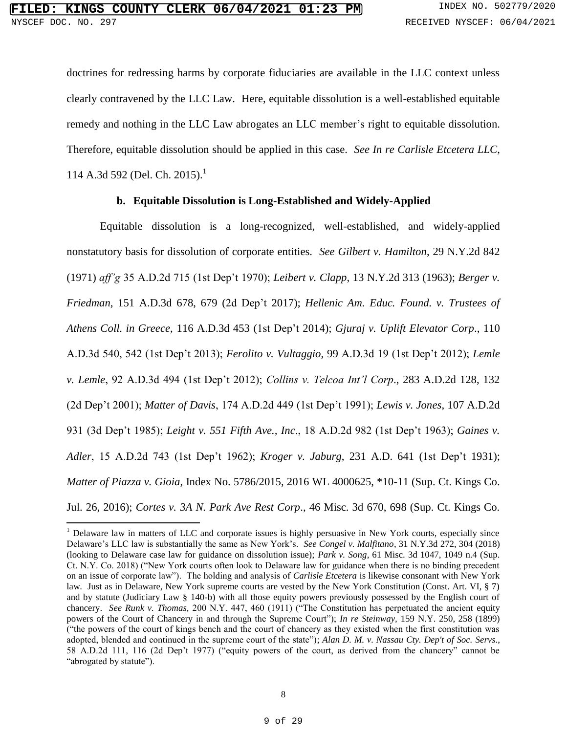doctrines for redressing harms by corporate fiduciaries are available in the LLC context unless clearly contravened by the LLC Law. Here, equitable dissolution is a well-established equitable remedy and nothing in the LLC Law abrogates an LLC member's right to equitable dissolution. Therefore, equitable dissolution should be applied in this case. *See In re Carlisle Etcetera LLC*, 114 A.3d 592 (Del. Ch. 2015).[1]

### b. Equitable Dissolution is Long-Established and Widely-Applied

Equitable dissolution is a long-recognized, well-established, and widely-applied nonstatutory basis for dissolution of corporate entities. *See Gilbert v. Hamilton*, 29 N.Y.2d 842 (1971) *aff'g* 35 A.D.2d 715 (1st Dep't 1970); *Leibert v. Clapp*, 13 N.Y.2d 313 (1963); *Berger v. Friedman*, 151 A.D.3d 678, 679 (2d Dep't 2017); *Hellenic Am. Educ. Found. v. Trustees of Athens Coll. in Greece*, 116 A.D.3d 453 (1st Dep't 2014); *Gjuraj v. Uplift Elevator Corp*., 110 A.D.3d 540, 542 (1st Dep't 2013); *Ferolito v. Vultaggio*, 99 A.D.3d 19 (1st Dep't 2012); *Lemle v. Lemle*, 92 A.D.3d 494 (1st Dep't 2012); *Collins v. Telcoa Int'l Corp*., 283 A.D.2d 128, 132 (2d Dep't 2001); *Matter of Davis*, 174 A.D.2d 449 (1st Dep't 1991); *Lewis v. Jones*, 107 A.D.2d 931 (3d Dep't 1985); *Leight v. 551 Fifth Ave., Inc*., 18 A.D.2d 982 (1st Dep't 1963); *Gaines v. Adler*, 15 A.D.2d 743 (1st Dep't 1962); *Kroger v. Jaburg*, 231 A.D. 641 (1st Dep't 1931); *Matter of Piazza v. Gioia*, Index No. 5786/2015, 2016 WL 4000625, *10-11 (Sup. Ct. Kings Co. Jul. 26, 2016); *Cortes v. 3A N. Park Ave Rest Corp*., 46 Misc. 3d 670, 698 (Sup. Ct. Kings Co.

---

[1] Delaware law in matters of LLC and corporate issues is highly persuasive in New York courts, especially since Delaware's LLC law is substantially the same as New York's. *See Congel v. Malfitano*, 31 N.Y.3d 272, 304 (2018) (looking to Delaware case law for guidance on dissolution issue); *Park v. Song*, 61 Misc. 3d 1047, 1049 n.4 (Sup. Ct. N.Y. Co. 2018) ("New York courts often look to Delaware law for guidance when there is no binding precedent on an issue of corporate law"). The holding and analysis of *Carlisle Etcetera* is likewise consonant with New York law. Just as in Delaware, New York supreme courts are vested by the New York Constitution (Const. Art. VI, § 7) and by statute (Judiciary Law § 140-b) with all those equity powers previously possessed by the English court of chancery. *See Runk v. Thomas,* 200 N.Y. 447, 460 (1911) ("The Constitution has perpetuated the ancient equity powers of the Court of Chancery in and through the Supreme Court"); *In re Steinway,* 159 N.Y. 250, 258 (1899) ("the powers of the court of kings bench and the court of chancery as they existed when the first constitution was adopted, blended and continued in the supreme court of the state"); *Alan D. M. v. Nassau Cty. Dep't of Soc. Servs*., 58 A.D.2d 111, 116 (2d Dep't 1977) ("equity powers of the court, as derived from the chancery" cannot be "abrogated by statute").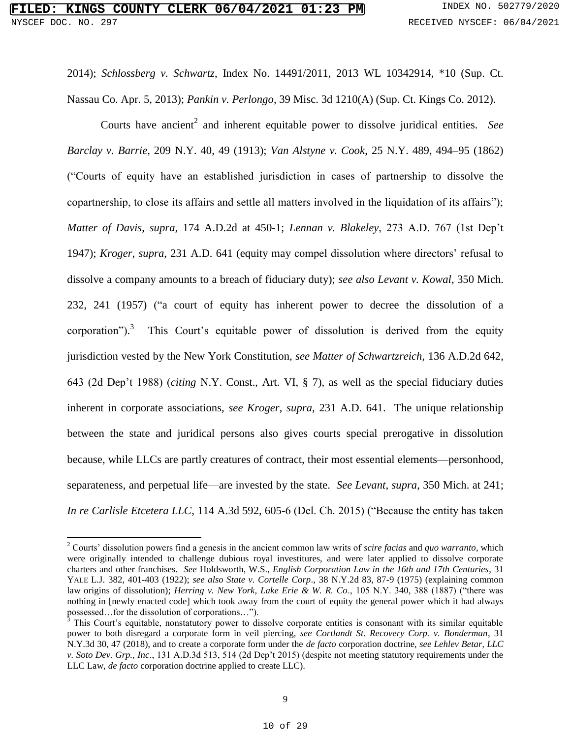2014); *Schlossberg v. Schwartz*, Index No. 14491/2011, 2013 WL 10342914, *10 (Sup. Ct. Nassau Co. Apr. 5, 2013); *Pankin v. Perlongo*, 39 Misc. 3d 1210(A) (Sup. Ct. Kings Co. 2012).

Courts have ancient[2] and inherent equitable power to dissolve juridical entities. *See Barclay v. Barrie*, 209 N.Y. 40, 49 (1913); *Van Alstyne v. Cook*, 25 N.Y. 489, 494–95 (1862) ("Courts of equity have an established jurisdiction in cases of partnership to dissolve the copartnership, to close its affairs and settle all matters involved in the liquidation of its affairs"); *Matter of Davis*, *supra*, 174 A.D.2d at 450-1; *Lennan v. Blakeley*, 273 A.D. 767 (1st Dep't 1947); *Kroger*, *supra*, 231 A.D. 641 (equity may compel dissolution where directors' refusal to dissolve a company amounts to a breach of fiduciary duty); *see also Levant v. Kowal*, 350 Mich. 232, 241 (1957) ("a court of equity has inherent power to decree the dissolution of a corporation").[3] This Court's equitable power of dissolution is derived from the equity jurisdiction vested by the New York Constitution, *see Matter of Schwartzreich*, 136 A.D.2d 642, 643 (2d Dep't 1988) (*citing* N.Y. Const., Art. VI, § 7), as well as the special fiduciary duties inherent in corporate associations, *see Kroger*, *supra*, 231 A.D. 641. The unique relationship between the state and juridical persons also gives courts special prerogative in dissolution because, while LLCs are partly creatures of contract, their most essential elements—personhood, separateness, and perpetual life—are invested by the state. *See Levant*, *supra*, 350 Mich. at 241; *In re Carlisle Etcetera LLC*, 114 A.3d 592, 605-6 (Del. Ch. 2015) ("Because the entity has taken

---

[2] Courts' dissolution powers find a genesis in the ancient common law writs of *scire facias* and *quo warranto*, which were originally intended to challenge dubious royal investitures, and were later applied to dissolve corporate charters and other franchises. *See* Holdsworth, W.S., *English Corporation Law in the 16th and 17th Centuries*, 31 YALE L.J. 382, 401-403 (1922); *see also State v. Cortelle Corp*., 38 N.Y.2d 83, 87-9 (1975) (explaining common law origins of dissolution); *Herring v. New York, Lake Erie & W. R. Co*., 105 N.Y. 340, 388 (1887) ("there was nothing in [newly enacted code] which took away from the court of equity the general power which it had always possessed…for the dissolution of corporations…").

[3] This Court's equitable, nonstatutory power to dissolve corporate entities is consonant with its similar equitable power to both disregard a corporate form in veil piercing, *see Cortlandt St. Recovery Corp. v. Bonderman*, 31 N.Y.3d 30, 47 (2018), and to create a corporate form under the *de facto* corporation doctrine, *see Lehlev Betar, LLC v. Soto Dev. Grp., Inc*., 131 A.D.3d 513, 514 (2d Dep't 2015) (despite not meeting statutory requirements under the LLC Law, *de facto* corporation doctrine applied to create LLC).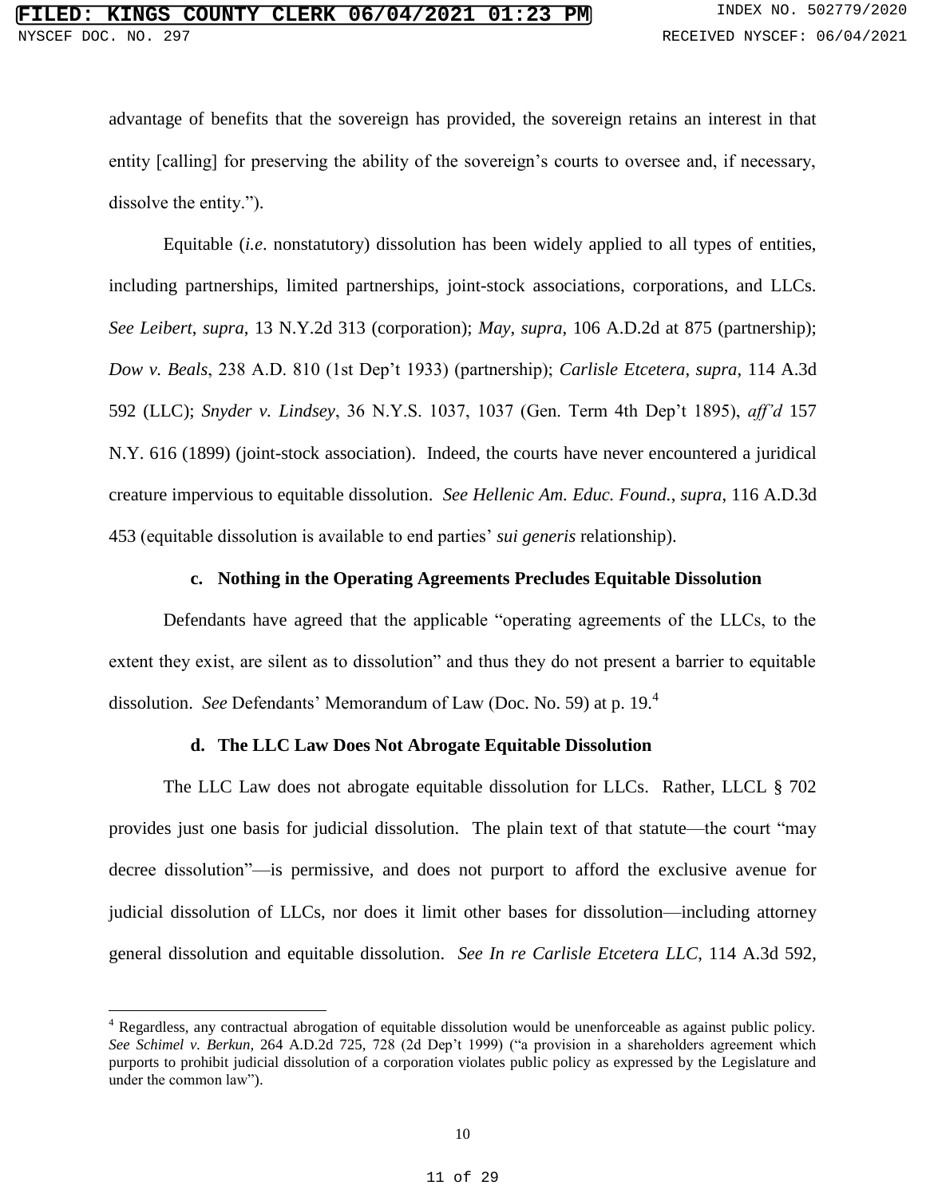advantage of benefits that the sovereign has provided, the sovereign retains an interest in that entity [calling] for preserving the ability of the sovereign's courts to oversee and, if necessary, dissolve the entity.").

Equitable (*i.e*. nonstatutory) dissolution has been widely applied to all types of entities, including partnerships, limited partnerships, joint-stock associations, corporations, and LLCs. *See Leibert*, *supra*, 13 N.Y.2d 313 (corporation); *May*, *supra*, 106 A.D.2d at 875 (partnership); *Dow v. Beals*, 238 A.D. 810 (1st Dep't 1933) (partnership); *Carlisle Etcetera*, *supra*, 114 A.3d 592 (LLC); *Snyder v. Lindsey*, 36 N.Y.S. 1037, 1037 (Gen. Term 4th Dep't 1895), *aff'd* 157 N.Y. 616 (1899) (joint-stock association). Indeed, the courts have never encountered a juridical creature impervious to equitable dissolution. *See Hellenic Am. Educ. Found.*, *supra*, 116 A.D.3d 453 (equitable dissolution is available to end parties' *sui generis* relationship).

**c. Nothing in the Operating Agreements Precludes Equitable Dissolution**

Defendants have agreed that the applicable "operating agreements of the LLCs, to the extent they exist, are silent as to dissolution" and thus they do not present a barrier to equitable dissolution. *See* Defendants' Memorandum of Law (Doc. No. 59) at p. 19.[4]

**d. The LLC Law Does Not Abrogate Equitable Dissolution**

The LLC Law does not abrogate equitable dissolution for LLCs. Rather, LLCL § 702 provides just one basis for judicial dissolution. The plain text of that statute—the court "may decree dissolution"—is permissive, and does not purport to afford the exclusive avenue for judicial dissolution of LLCs, nor does it limit other bases for dissolution—including attorney general dissolution and equitable dissolution. *See In re Carlisle Etcetera LLC*, 114 A.3d 592,

---

[4] Regardless, any contractual abrogation of equitable dissolution would be unenforceable as against public policy. *See Schimel v. Berkun*, 264 A.D.2d 725, 728 (2d Dep't 1999) ("a provision in a shareholders agreement which purports to prohibit judicial dissolution of a corporation violates public policy as expressed by the Legislature and under the common law").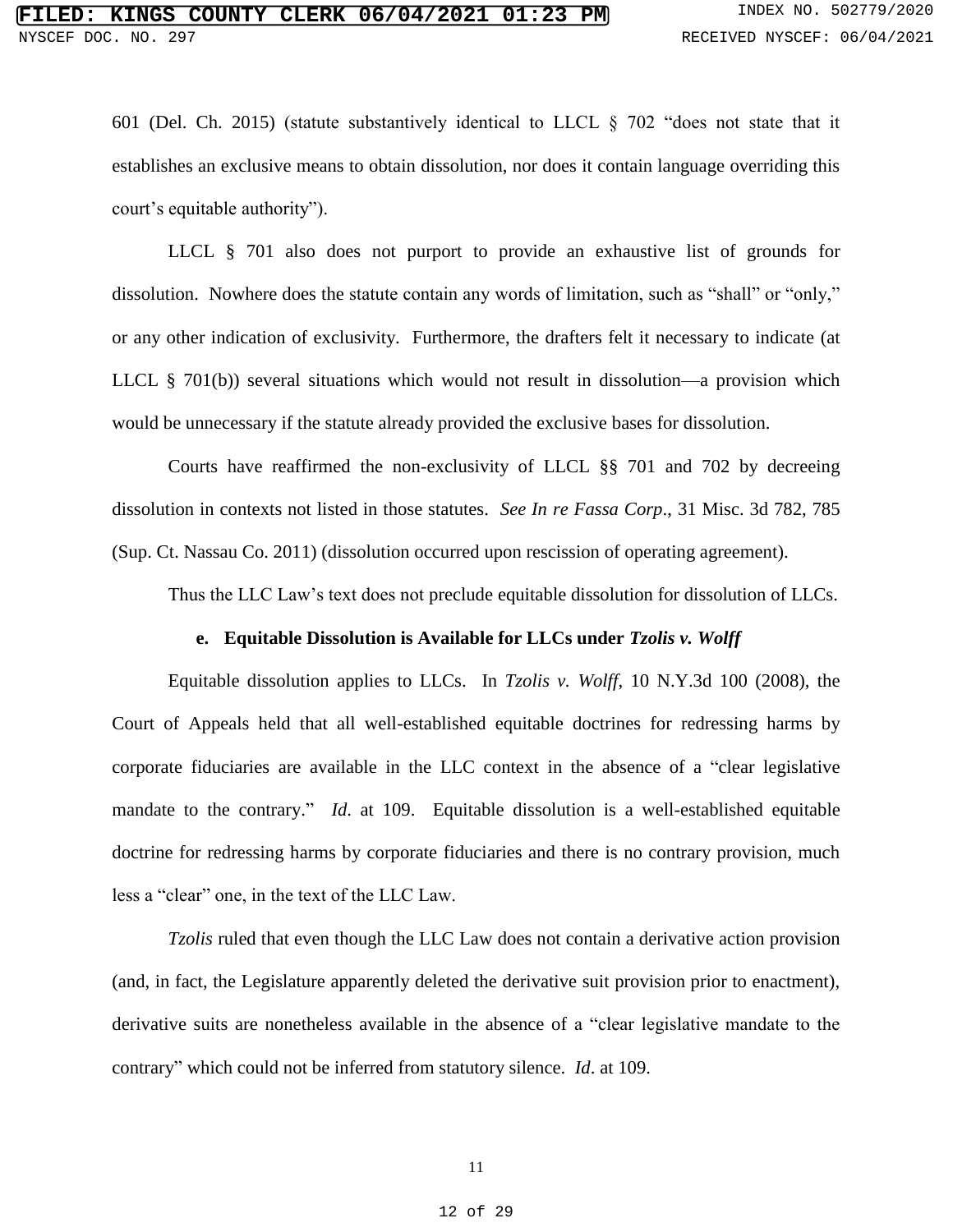601 (Del. Ch. 2015) (statute substantively identical to LLCL § 702 "does not state that it establishes an exclusive means to obtain dissolution, nor does it contain language overriding this court's equitable authority").

LLCL § 701 also does not purport to provide an exhaustive list of grounds for dissolution. Nowhere does the statute contain any words of limitation, such as "shall" or "only," or any other indication of exclusivity. Furthermore, the drafters felt it necessary to indicate (at LLCL § 701(b)) several situations which would not result in dissolution—a provision which would be unnecessary if the statute already provided the exclusive bases for dissolution.

Courts have reaffirmed the non-exclusivity of LLCL §§ 701 and 702 by decreeing dissolution in contexts not listed in those statutes. *See In re Fassa Corp*., 31 Misc. 3d 782, 785 (Sup. Ct. Nassau Co. 2011) (dissolution occurred upon rescission of operating agreement).

Thus the LLC Law's text does not preclude equitable dissolution for dissolution of LLCs.

**e. Equitable Dissolution is Available for LLCs under *Tzolis v. Wolff***

Equitable dissolution applies to LLCs. In *Tzolis v. Wolff*, 10 N.Y.3d 100 (2008), the Court of Appeals held that all well-established equitable doctrines for redressing harms by corporate fiduciaries are available in the LLC context in the absence of a "clear legislative mandate to the contrary." *Id*. at 109. Equitable dissolution is a well-established equitable doctrine for redressing harms by corporate fiduciaries and there is no contrary provision, much less a "clear" one, in the text of the LLC Law.

*Tzolis* ruled that even though the LLC Law does not contain a derivative action provision (and, in fact, the Legislature apparently deleted the derivative suit provision prior to enactment), derivative suits are nonetheless available in the absence of a "clear legislative mandate to the contrary" which could not be inferred from statutory silence. *Id*. at 109.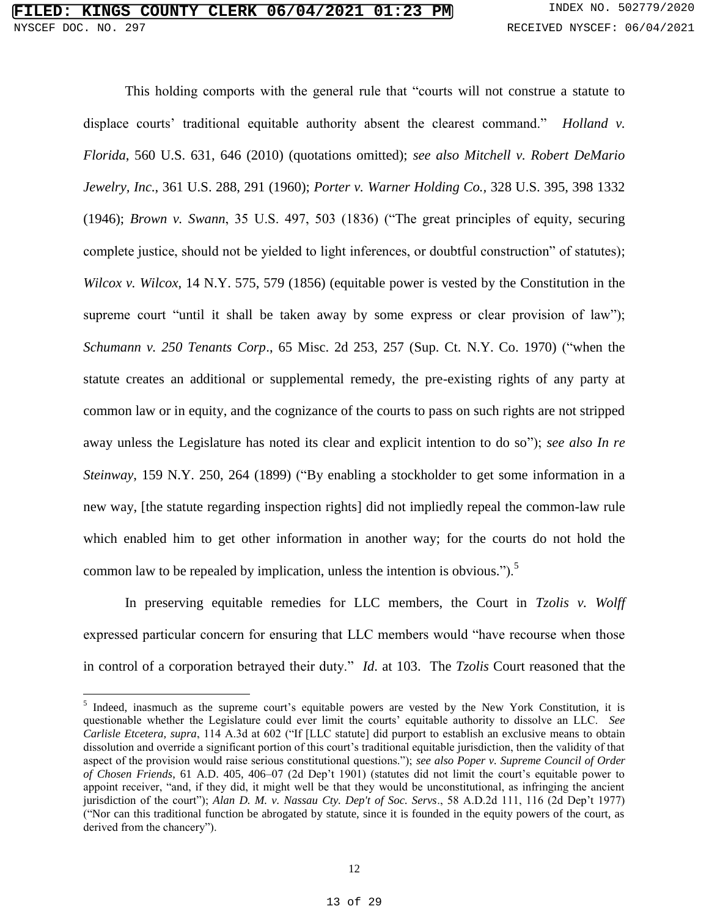This holding comports with the general rule that "courts will not construe a statute to displace courts' traditional equitable authority absent the clearest command." *Holland v. Florida*, 560 U.S. 631, 646 (2010) (quotations omitted); *see also Mitchell v. Robert DeMario Jewelry, Inc*., 361 U.S. 288, 291 (1960); *Porter v. Warner Holding Co.*, 328 U.S. 395, 398 1332 (1946); *Brown v. Swann*, 35 U.S. 497, 503 (1836) ("The great principles of equity, securing complete justice, should not be yielded to light inferences, or doubtful construction" of statutes); *Wilcox v. Wilcox*, 14 N.Y. 575, 579 (1856) (equitable power is vested by the Constitution in the supreme court "until it shall be taken away by some express or clear provision of law"); *Schumann v. 250 Tenants Corp*., 65 Misc. 2d 253, 257 (Sup. Ct. N.Y. Co. 1970) ("when the statute creates an additional or supplemental remedy, the pre-existing rights of any party at common law or in equity, and the cognizance of the courts to pass on such rights are not stripped away unless the Legislature has noted its clear and explicit intention to do so"); *see also In re Steinway*, 159 N.Y. 250, 264 (1899) ("By enabling a stockholder to get some information in a new way, [the statute regarding inspection rights] did not impliedly repeal the common-law rule which enabled him to get other information in another way; for the courts do not hold the common law to be repealed by implication, unless the intention is obvious.").[5]

In preserving equitable remedies for LLC members, the Court in *Tzolis v. Wolff* expressed particular concern for ensuring that LLC members would "have recourse when those in control of a corporation betrayed their duty." *Id*. at 103. The *Tzolis* Court reasoned that the

---

[5] Indeed, inasmuch as the supreme court's equitable powers are vested by the New York Constitution, it is questionable whether the Legislature could ever limit the courts' equitable authority to dissolve an LLC. *See Carlisle Etcetera, supra*, 114 A.3d at 602 ("If [LLC statute] did purport to establish an exclusive means to obtain dissolution and override a significant portion of this court's traditional equitable jurisdiction, then the validity of that aspect of the provision would raise serious constitutional questions."); *see also Poper v. Supreme Council of Order of Chosen Friends*, 61 A.D. 405, 406–07 (2d Dep't 1901) (statutes did not limit the court's equitable power to appoint receiver, "and, if they did, it might well be that they would be unconstitutional, as infringing the ancient jurisdiction of the court"); *Alan D. M. v. Nassau Cty. Dep't of Soc. Servs*., 58 A.D.2d 111, 116 (2d Dep't 1977) ("Nor can this traditional function be abrogated by statute, since it is founded in the equity powers of the court, as derived from the chancery").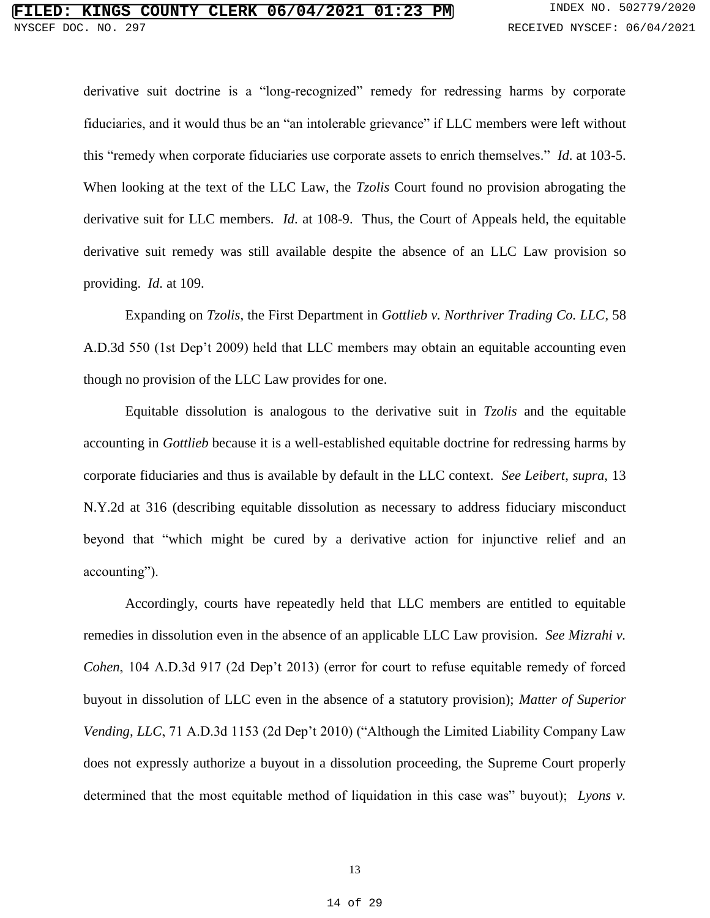derivative suit doctrine is a "long-recognized" remedy for redressing harms by corporate fiduciaries, and it would thus be an "an intolerable grievance" if LLC members were left without this "remedy when corporate fiduciaries use corporate assets to enrich themselves." *Id*. at 103-5. When looking at the text of the LLC Law, the *Tzolis* Court found no provision abrogating the derivative suit for LLC members. *Id*. at 108-9. Thus, the Court of Appeals held, the equitable derivative suit remedy was still available despite the absence of an LLC Law provision so providing. *Id*. at 109.

Expanding on *Tzolis*, the First Department in *Gottlieb v. Northriver Trading Co. LLC*, 58 A.D.3d 550 (1st Dep't 2009) held that LLC members may obtain an equitable accounting even though no provision of the LLC Law provides for one.

Equitable dissolution is analogous to the derivative suit in *Tzolis* and the equitable accounting in *Gottlieb* because it is a well-established equitable doctrine for redressing harms by corporate fiduciaries and thus is available by default in the LLC context. *See Leibert, supra*, 13 N.Y.2d at 316 (describing equitable dissolution as necessary to address fiduciary misconduct beyond that "which might be cured by a derivative action for injunctive relief and an accounting").

Accordingly, courts have repeatedly held that LLC members are entitled to equitable remedies in dissolution even in the absence of an applicable LLC Law provision. *See Mizrahi v. Cohen*, 104 A.D.3d 917 (2d Dep't 2013) (error for court to refuse equitable remedy of forced buyout in dissolution of LLC even in the absence of a statutory provision); *Matter of Superior Vending, LLC*, 71 A.D.3d 1153 (2d Dep't 2010) ("Although the Limited Liability Company Law does not expressly authorize a buyout in a dissolution proceeding, the Supreme Court properly determined that the most equitable method of liquidation in this case was" buyout); *Lyons v.*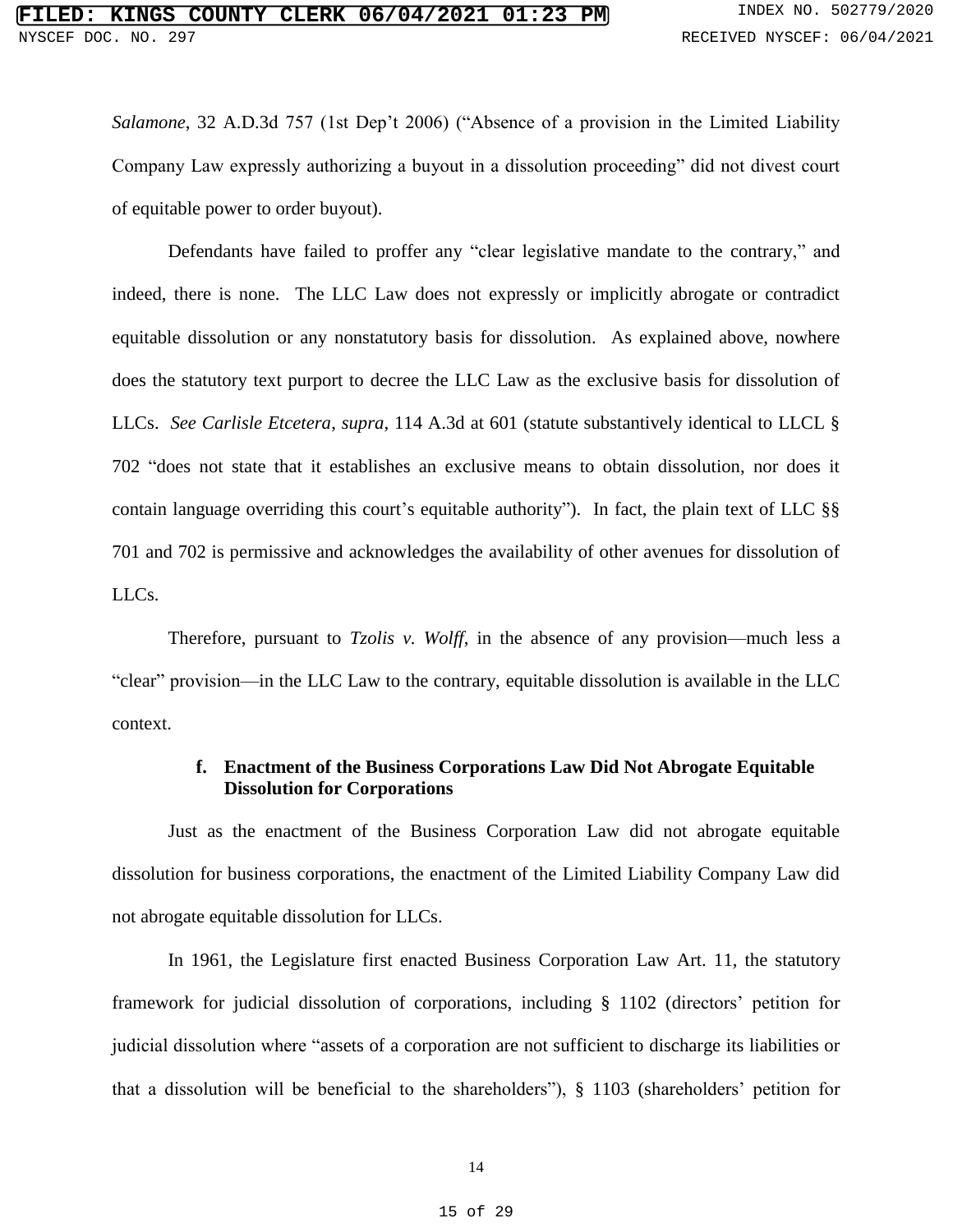*Salamone*, 32 A.D.3d 757 (1st Dep't 2006) ("Absence of a provision in the Limited Liability Company Law expressly authorizing a buyout in a dissolution proceeding" did not divest court of equitable power to order buyout).

Defendants have failed to proffer any "clear legislative mandate to the contrary," and indeed, there is none. The LLC Law does not expressly or implicitly abrogate or contradict equitable dissolution or any nonstatutory basis for dissolution. As explained above, nowhere does the statutory text purport to decree the LLC Law as the exclusive basis for dissolution of LLCs. *See Carlisle Etcetera*, *supra*, 114 A.3d at 601 (statute substantively identical to LLCL § 702 "does not state that it establishes an exclusive means to obtain dissolution, nor does it contain language overriding this court's equitable authority"). In fact, the plain text of LLC §§ 701 and 702 is permissive and acknowledges the availability of other avenues for dissolution of LLCs.

Therefore, pursuant to *Tzolis v. Wolff*, in the absence of any provision—much less a "clear" provision—in the LLC Law to the contrary, equitable dissolution is available in the LLC context.

#### f. Enactment of the Business Corporations Law Did Not Abrogate Equitable Dissolution for Corporations

Just as the enactment of the Business Corporation Law did not abrogate equitable dissolution for business corporations, the enactment of the Limited Liability Company Law did not abrogate equitable dissolution for LLCs.

In 1961, the Legislature first enacted Business Corporation Law Art. 11, the statutory framework for judicial dissolution of corporations, including § 1102 (directors' petition for judicial dissolution where "assets of a corporation are not sufficient to discharge its liabilities or that a dissolution will be beneficial to the shareholders"), § 1103 (shareholders' petition for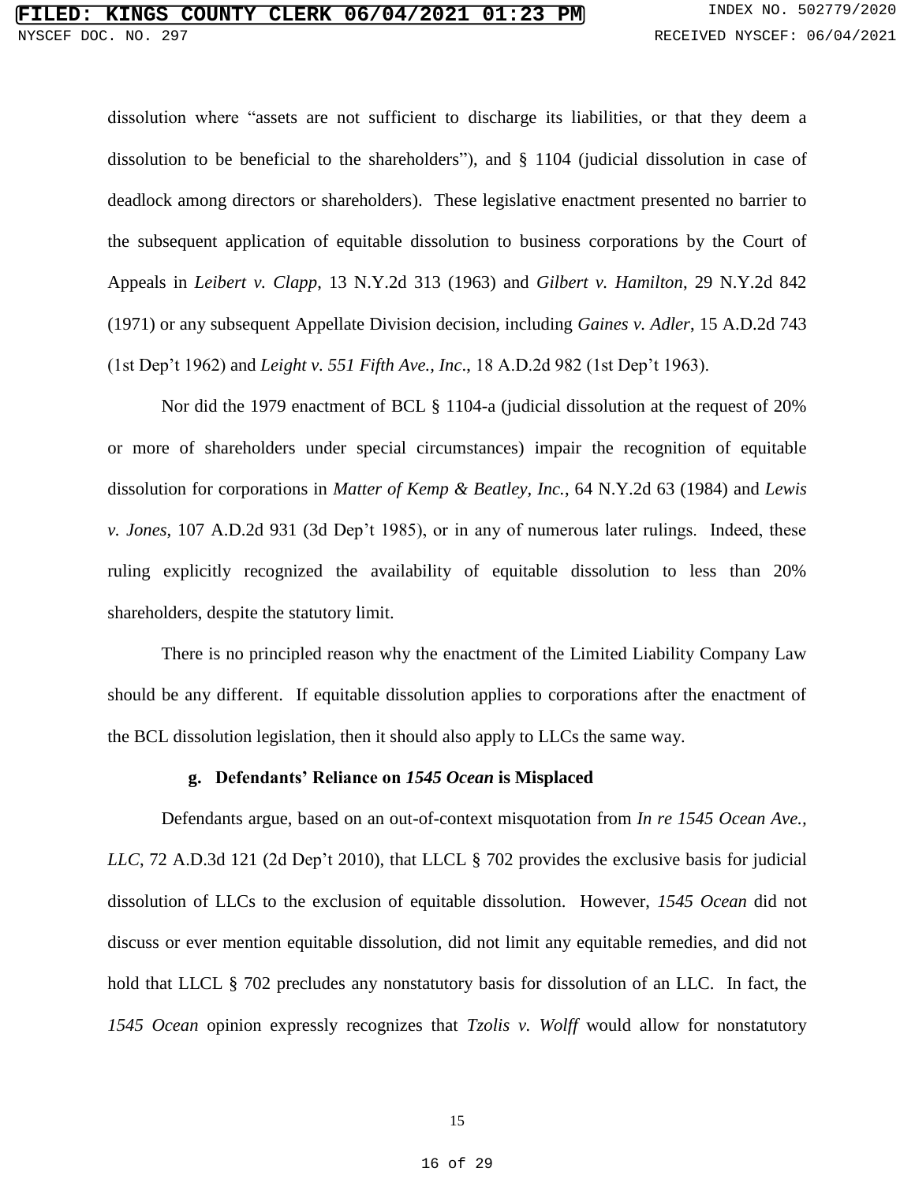dissolution where "assets are not sufficient to discharge its liabilities, or that they deem a dissolution to be beneficial to the shareholders"), and § 1104 (judicial dissolution in case of deadlock among directors or shareholders). These legislative enactment presented no barrier to the subsequent application of equitable dissolution to business corporations by the Court of Appeals in *Leibert v. Clapp*, 13 N.Y.2d 313 (1963) and *Gilbert v. Hamilton*, 29 N.Y.2d 842 (1971) or any subsequent Appellate Division decision, including *Gaines v. Adler*, 15 A.D.2d 743 (1st Dep't 1962) and *Leight v. 551 Fifth Ave., Inc*., 18 A.D.2d 982 (1st Dep't 1963).

Nor did the 1979 enactment of BCL § 1104-a (judicial dissolution at the request of 20% or more of shareholders under special circumstances) impair the recognition of equitable dissolution for corporations in *Matter of Kemp & Beatley, Inc.*, 64 N.Y.2d 63 (1984) and *Lewis v. Jones*, 107 A.D.2d 931 (3d Dep't 1985), or in any of numerous later rulings. Indeed, these ruling explicitly recognized the availability of equitable dissolution to less than 20% shareholders, despite the statutory limit.

There is no principled reason why the enactment of the Limited Liability Company Law should be any different. If equitable dissolution applies to corporations after the enactment of the BCL dissolution legislation, then it should also apply to LLCs the same way.

#### g. Defendants' Reliance on *1545 Ocean* is Misplaced

Defendants argue, based on an out-of-context misquotation from *In re 1545 Ocean Ave., LLC*, 72 A.D.3d 121 (2d Dep't 2010), that LLCL § 702 provides the exclusive basis for judicial dissolution of LLCs to the exclusion of equitable dissolution. However, *1545 Ocean* did not discuss or ever mention equitable dissolution, did not limit any equitable remedies, and did not hold that LLCL § 702 precludes any nonstatutory basis for dissolution of an LLC. In fact, the *1545 Ocean* opinion expressly recognizes that *Tzolis v. Wolff* would allow for nonstatutory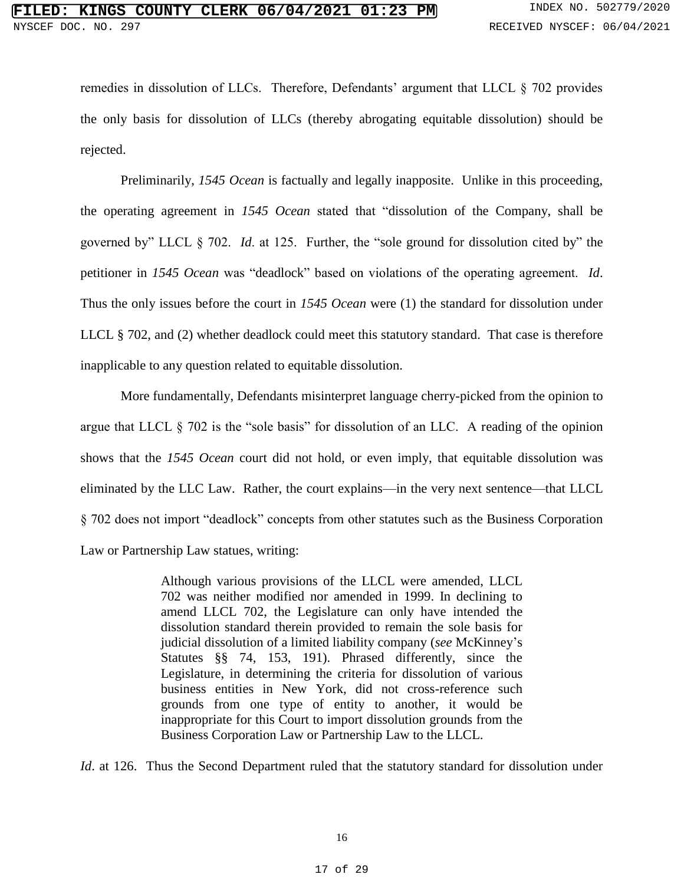remedies in dissolution of LLCs. Therefore, Defendants' argument that LLCL § 702 provides the only basis for dissolution of LLCs (thereby abrogating equitable dissolution) should be rejected.

Preliminarily, *1545 Ocean* is factually and legally inapposite. Unlike in this proceeding, the operating agreement in *1545 Ocean* stated that "dissolution of the Company, shall be governed by" LLCL § 702. *Id*. at 125. Further, the "sole ground for dissolution cited by" the petitioner in *1545 Ocean* was "deadlock" based on violations of the operating agreement. *Id*. Thus the only issues before the court in *1545 Ocean* were (1) the standard for dissolution under LLCL § 702, and (2) whether deadlock could meet this statutory standard. That case is therefore inapplicable to any question related to equitable dissolution.

More fundamentally, Defendants misinterpret language cherry-picked from the opinion to argue that LLCL § 702 is the "sole basis" for dissolution of an LLC. A reading of the opinion shows that the *1545 Ocean* court did not hold, or even imply, that equitable dissolution was eliminated by the LLC Law. Rather, the court explains—in the very next sentence—that LLCL § 702 does not import "deadlock" concepts from other statutes such as the Business Corporation Law or Partnership Law statues, writing:

> Although various provisions of the LLCL were amended, LLCL 702 was neither modified nor amended in 1999. In declining to amend LLCL 702, the Legislature can only have intended the dissolution standard therein provided to remain the sole basis for judicial dissolution of a limited liability company (*see* McKinney's Statutes §§ 74, 153, 191). Phrased differently, since the Legislature, in determining the criteria for dissolution of various business entities in New York, did not cross-reference such grounds from one type of entity to another, it would be inappropriate for this Court to import dissolution grounds from the Business Corporation Law or Partnership Law to the LLCL.

*Id*. at 126. Thus the Second Department ruled that the statutory standard for dissolution under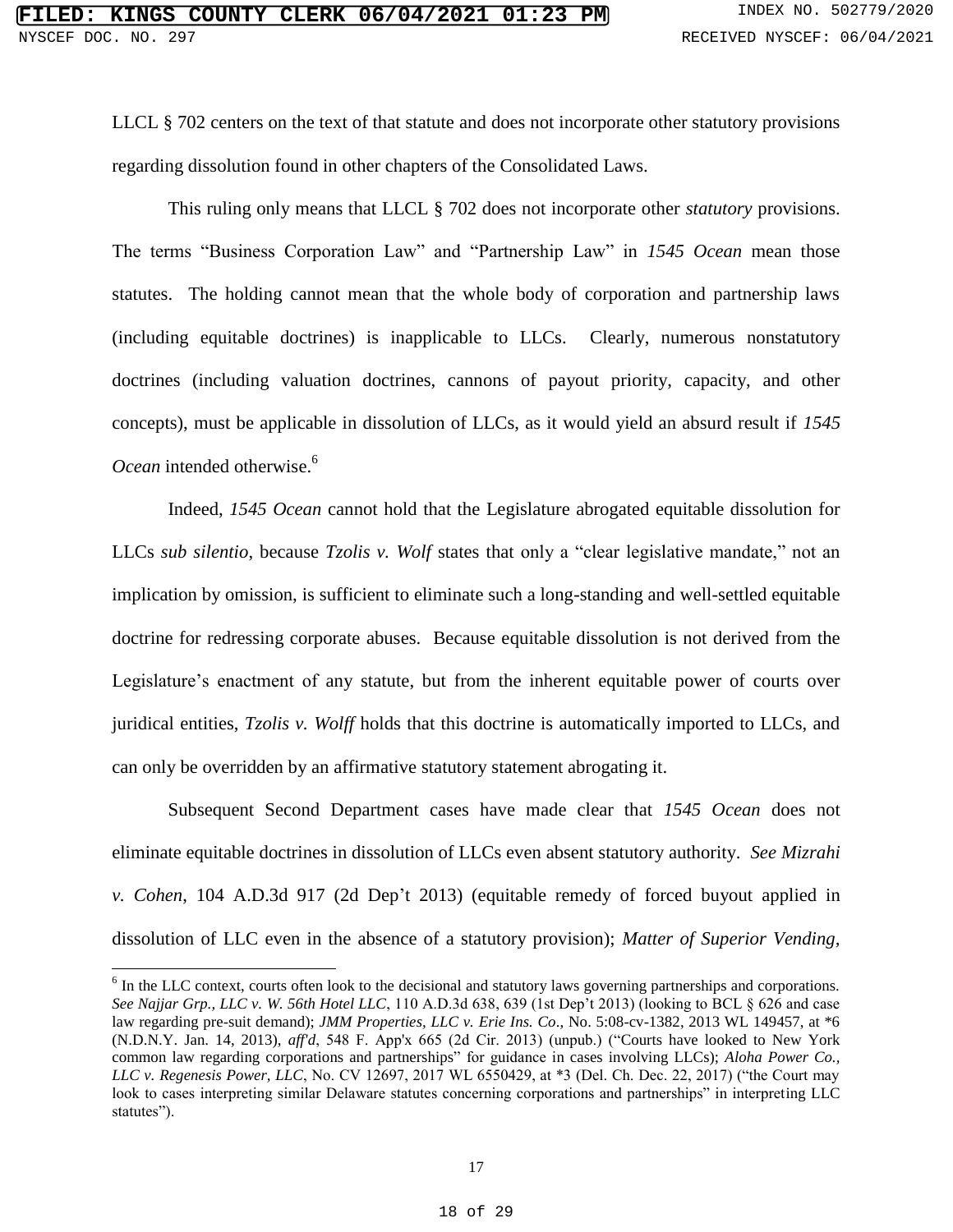LLCL § 702 centers on the text of that statute and does not incorporate other statutory provisions regarding dissolution found in other chapters of the Consolidated Laws.

This ruling only means that LLCL § 702 does not incorporate other *statutory* provisions. The terms "Business Corporation Law" and "Partnership Law" in *1545 Ocean* mean those statutes. The holding cannot mean that the whole body of corporation and partnership laws (including equitable doctrines) is inapplicable to LLCs. Clearly, numerous nonstatutory doctrines (including valuation doctrines, cannons of payout priority, capacity, and other concepts), must be applicable in dissolution of LLCs, as it would yield an absurd result if *1545 Ocean* intended otherwise.[6]

Indeed, *1545 Ocean* cannot hold that the Legislature abrogated equitable dissolution for LLCs *sub silentio*, because *Tzolis v. Wolf* states that only a "clear legislative mandate," not an implication by omission, is sufficient to eliminate such a long-standing and well-settled equitable doctrine for redressing corporate abuses. Because equitable dissolution is not derived from the Legislature's enactment of any statute, but from the inherent equitable power of courts over juridical entities, *Tzolis v. Wolff* holds that this doctrine is automatically imported to LLCs, and can only be overridden by an affirmative statutory statement abrogating it.

Subsequent Second Department cases have made clear that *1545 Ocean* does not eliminate equitable doctrines in dissolution of LLCs even absent statutory authority. *See Mizrahi v. Cohen*, 104 A.D.3d 917 (2d Dep't 2013) (equitable remedy of forced buyout applied in dissolution of LLC even in the absence of a statutory provision); *Matter of Superior Vending*,

---

[6] In the LLC context, courts often look to the decisional and statutory laws governing partnerships and corporations. *See Najjar Grp., LLC v. W. 56th Hotel LLC*, 110 A.D.3d 638, 639 (1st Dep't 2013) (looking to BCL § 626 and case law regarding pre-suit demand); *JMM Properties, LLC v. Erie Ins. Co*., No. 5:08-cv-1382, 2013 WL 149457, at *6 (N.D.N.Y. Jan. 14, 2013), *aff'd*, 548 F. App'x 665 (2d Cir. 2013) (unpub.) ("Courts have looked to New York common law regarding corporations and partnerships" for guidance in cases involving LLCs); *Aloha Power Co., LLC v. Regenesis Power, LLC*, No. CV 12697, 2017 WL 6550429, at *3 (Del. Ch. Dec. 22, 2017) ("the Court may look to cases interpreting similar Delaware statutes concerning corporations and partnerships" in interpreting LLC statutes").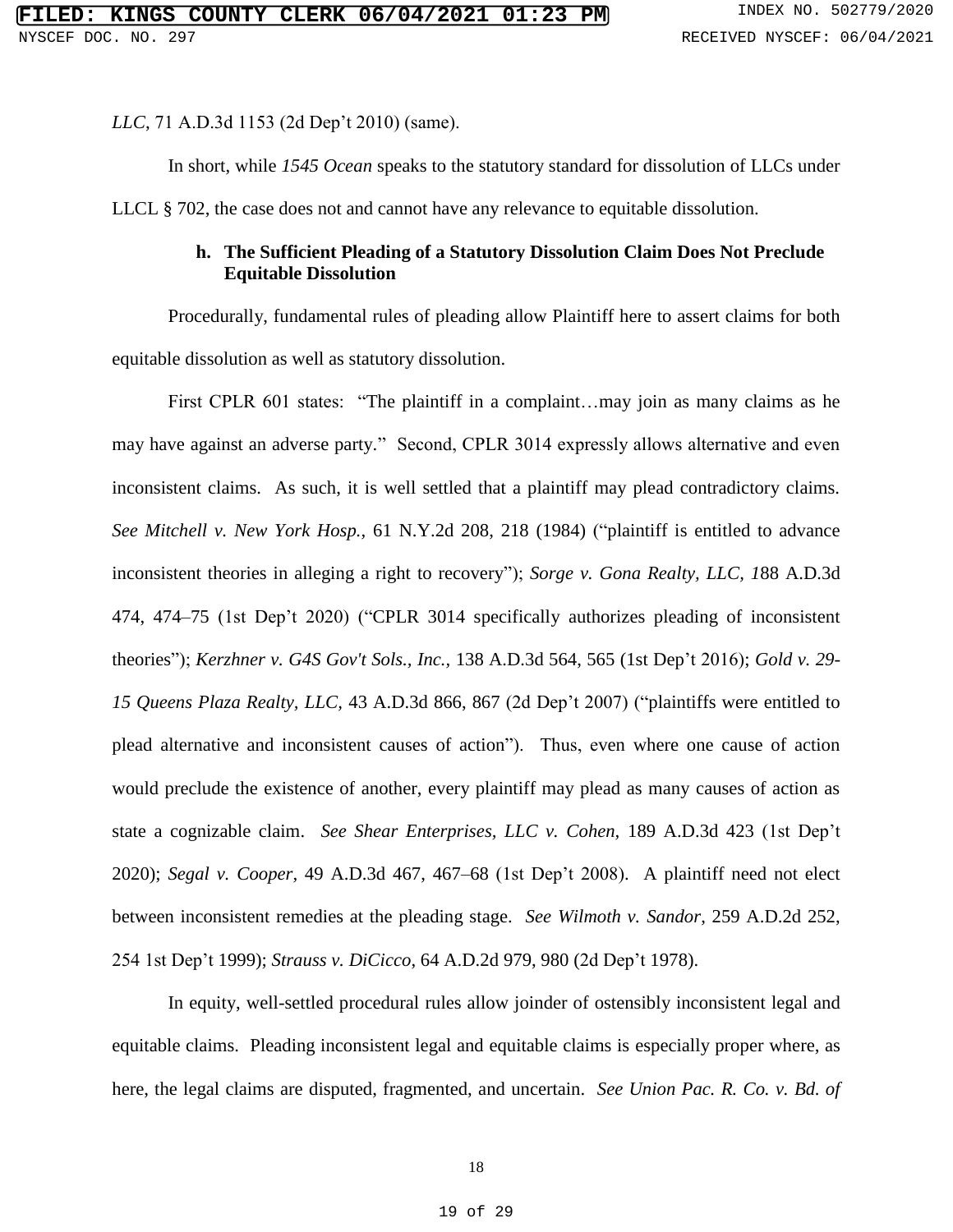*LLC*, 71 A.D.3d 1153 (2d Dep't 2010) (same).

In short, while *1545 Ocean* speaks to the statutory standard for dissolution of LLCs under LLCL § 702, the case does not and cannot have any relevance to equitable dissolution.

**h. The Sufficient Pleading of a Statutory Dissolution Claim Does Not Preclude Equitable Dissolution**

Procedurally, fundamental rules of pleading allow Plaintiff here to assert claims for both equitable dissolution as well as statutory dissolution.

First CPLR 601 states: "The plaintiff in a complaint…may join as many claims as he may have against an adverse party." Second, CPLR 3014 expressly allows alternative and even inconsistent claims. As such, it is well settled that a plaintiff may plead contradictory claims. *See Mitchell v. New York Hosp.*, 61 N.Y.2d 208, 218 (1984) ("plaintiff is entitled to advance inconsistent theories in alleging a right to recovery"); *Sorge v. Gona Realty, LLC, 1*88 A.D.3d 474, 474–75 (1st Dep't 2020) ("CPLR 3014 specifically authorizes pleading of inconsistent theories"); *Kerzhner v. G4S Gov't Sols., Inc.*, 138 A.D.3d 564, 565 (1st Dep't 2016); *Gold v. 29-15 Queens Plaza Realty, LLC*, 43 A.D.3d 866, 867 (2d Dep't 2007) ("plaintiffs were entitled to plead alternative and inconsistent causes of action"). Thus, even where one cause of action would preclude the existence of another, every plaintiff may plead as many causes of action as state a cognizable claim. *See Shear Enterprises, LLC v. Cohen*, 189 A.D.3d 423 (1st Dep't 2020); *Segal v. Cooper*, 49 A.D.3d 467, 467–68 (1st Dep't 2008). A plaintiff need not elect between inconsistent remedies at the pleading stage. *See Wilmoth v. Sandor*, 259 A.D.2d 252, 254 1st Dep't 1999); *Strauss v. DiCicco*, 64 A.D.2d 979, 980 (2d Dep't 1978).

In equity, well-settled procedural rules allow joinder of ostensibly inconsistent legal and equitable claims. Pleading inconsistent legal and equitable claims is especially proper where, as here, the legal claims are disputed, fragmented, and uncertain. *See Union Pac. R. Co. v. Bd. of*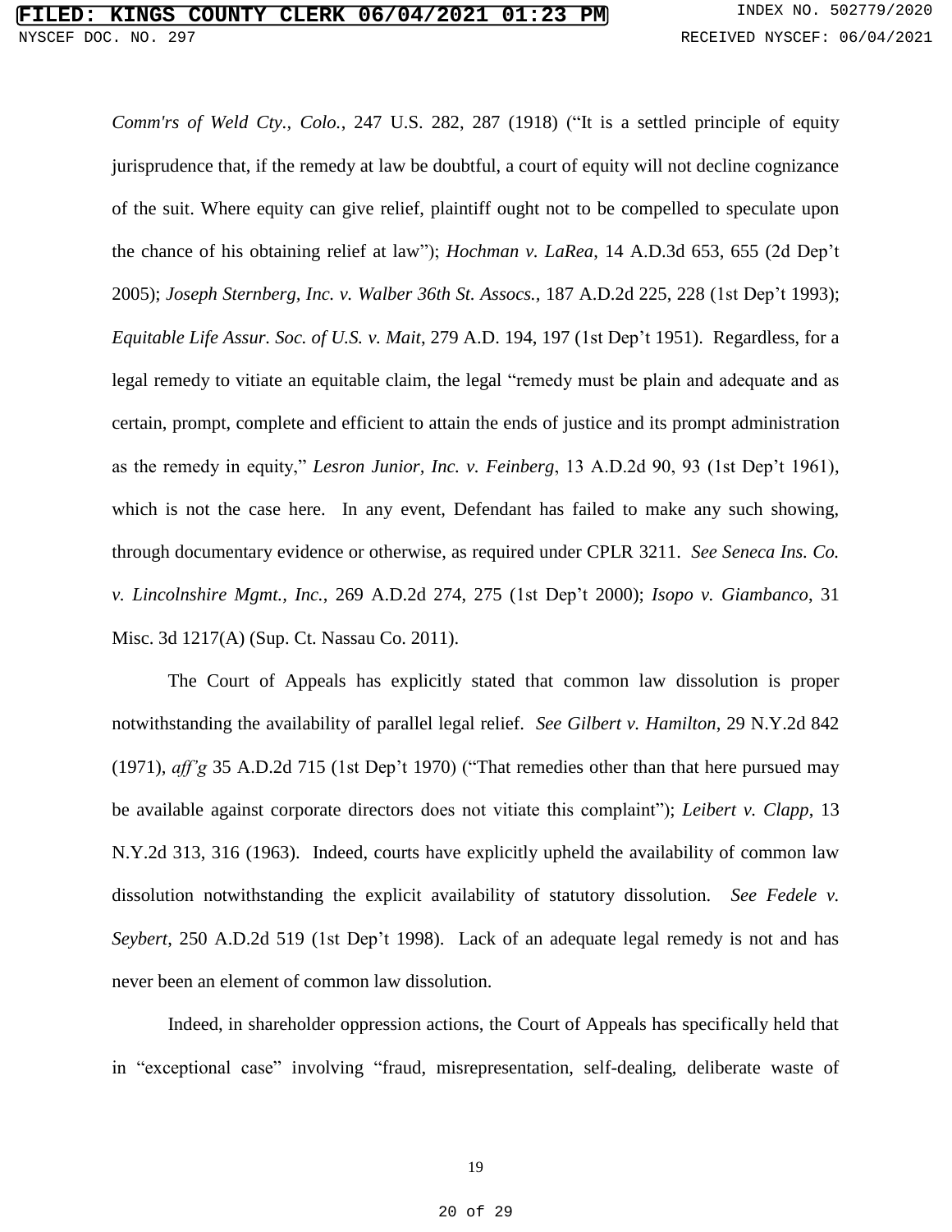*Comm'rs of Weld Cty., Colo.*, 247 U.S. 282, 287 (1918) ("It is a settled principle of equity jurisprudence that, if the remedy at law be doubtful, a court of equity will not decline cognizance of the suit. Where equity can give relief, plaintiff ought not to be compelled to speculate upon the chance of his obtaining relief at law"); *Hochman v. LaRea*, 14 A.D.3d 653, 655 (2d Dep't 2005); *Joseph Sternberg, Inc. v. Walber 36th St. Assocs.*, 187 A.D.2d 225, 228 (1st Dep't 1993); *Equitable Life Assur. Soc. of U.S. v. Mait*, 279 A.D. 194, 197 (1st Dep't 1951). Regardless, for a legal remedy to vitiate an equitable claim, the legal "remedy must be plain and adequate and as certain, prompt, complete and efficient to attain the ends of justice and its prompt administration as the remedy in equity," *Lesron Junior, Inc. v. Feinberg*, 13 A.D.2d 90, 93 (1st Dep't 1961), which is not the case here. In any event, Defendant has failed to make any such showing, through documentary evidence or otherwise, as required under CPLR 3211. *See Seneca Ins. Co. v. Lincolnshire Mgmt., Inc.*, 269 A.D.2d 274, 275 (1st Dep't 2000); *Isopo v. Giambanco*, 31 Misc. 3d 1217(A) (Sup. Ct. Nassau Co. 2011).

The Court of Appeals has explicitly stated that common law dissolution is proper notwithstanding the availability of parallel legal relief. *See Gilbert v. Hamilton*, 29 N.Y.2d 842 (1971), *aff'g* 35 A.D.2d 715 (1st Dep't 1970) ("That remedies other than that here pursued may be available against corporate directors does not vitiate this complaint"); *Leibert v. Clapp*, 13 N.Y.2d 313, 316 (1963). Indeed, courts have explicitly upheld the availability of common law dissolution notwithstanding the explicit availability of statutory dissolution. *See Fedele v. Seybert*, 250 A.D.2d 519 (1st Dep't 1998). Lack of an adequate legal remedy is not and has never been an element of common law dissolution.

Indeed, in shareholder oppression actions, the Court of Appeals has specifically held that in "exceptional case" involving "fraud, misrepresentation, self-dealing, deliberate waste of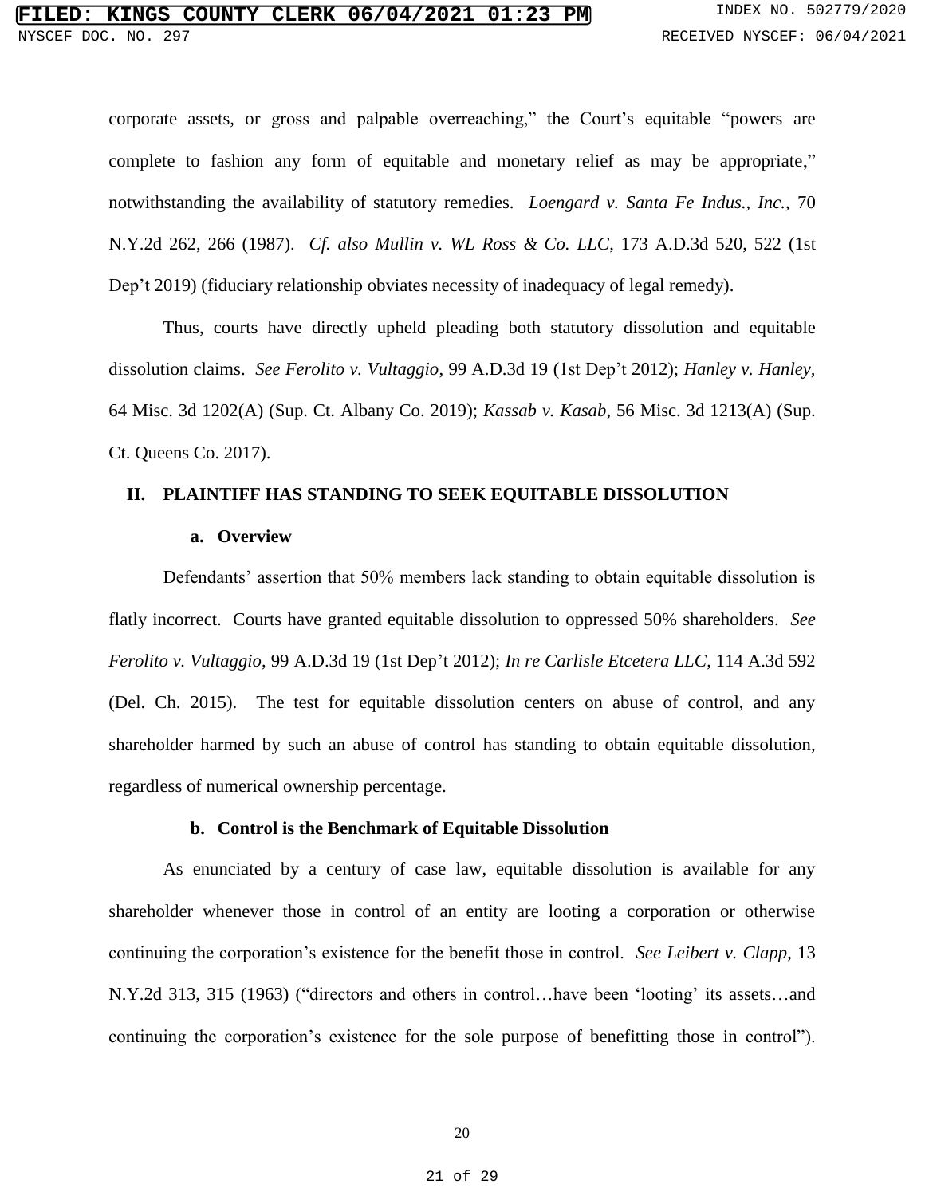corporate assets, or gross and palpable overreaching," the Court's equitable "powers are complete to fashion any form of equitable and monetary relief as may be appropriate," notwithstanding the availability of statutory remedies. *Loengard v. Santa Fe Indus., Inc.*, 70 N.Y.2d 262, 266 (1987). *Cf. also Mullin v. WL Ross & Co. LLC*, 173 A.D.3d 520, 522 (1st Dep't 2019) (fiduciary relationship obviates necessity of inadequacy of legal remedy).

Thus, courts have directly upheld pleading both statutory dissolution and equitable dissolution claims. *See Ferolito v. Vultaggio*, 99 A.D.3d 19 (1st Dep't 2012); *Hanley v. Hanley*, 64 Misc. 3d 1202(A) (Sup. Ct. Albany Co. 2019); *Kassab v. Kasab*, 56 Misc. 3d 1213(A) (Sup. Ct. Queens Co. 2017).

## II. PLAINTIFF HAS STANDING TO SEEK EQUITABLE DISSOLUTION

### a. Overview

Defendants' assertion that 50% members lack standing to obtain equitable dissolution is flatly incorrect. Courts have granted equitable dissolution to oppressed 50% shareholders. *See Ferolito v. Vultaggio*, 99 A.D.3d 19 (1st Dep't 2012); *In re Carlisle Etcetera LLC*, 114 A.3d 592 (Del. Ch. 2015). The test for equitable dissolution centers on abuse of control, and any shareholder harmed by such an abuse of control has standing to obtain equitable dissolution, regardless of numerical ownership percentage.

### b. Control is the Benchmark of Equitable Dissolution

As enunciated by a century of case law, equitable dissolution is available for any shareholder whenever those in control of an entity are looting a corporation or otherwise continuing the corporation's existence for the benefit those in control. *See Leibert v. Clapp*, 13 N.Y.2d 313, 315 (1963) ("directors and others in control…have been 'looting' its assets…and continuing the corporation's existence for the sole purpose of benefitting those in control").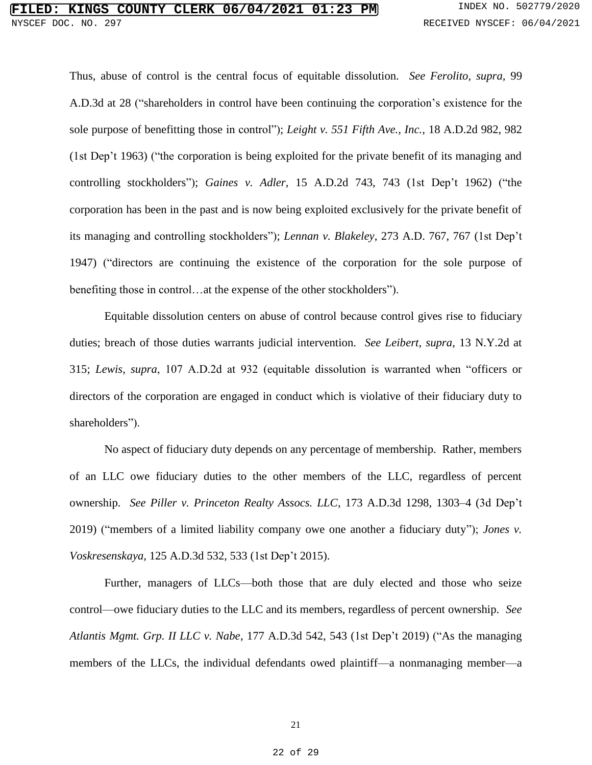Thus, abuse of control is the central focus of equitable dissolution. *See Ferolito, supra,* 99 A.D.3d at 28 ("shareholders in control have been continuing the corporation's existence for the sole purpose of benefitting those in control"); *Leight v. 551 Fifth Ave., Inc.*, 18 A.D.2d 982, 982 (1st Dep't 1963) ("the corporation is being exploited for the private benefit of its managing and controlling stockholders"); *Gaines v. Adler*, 15 A.D.2d 743, 743 (1st Dep't 1962) ("the corporation has been in the past and is now being exploited exclusively for the private benefit of its managing and controlling stockholders"); *Lennan v. Blakeley*, 273 A.D. 767, 767 (1st Dep't 1947) ("directors are continuing the existence of the corporation for the sole purpose of benefiting those in control…at the expense of the other stockholders").

Equitable dissolution centers on abuse of control because control gives rise to fiduciary duties; breach of those duties warrants judicial intervention. *See Leibert, supra*, 13 N.Y.2d at 315; *Lewis, supra*, 107 A.D.2d at 932 (equitable dissolution is warranted when "officers or directors of the corporation are engaged in conduct which is violative of their fiduciary duty to shareholders").

No aspect of fiduciary duty depends on any percentage of membership. Rather, members of an LLC owe fiduciary duties to the other members of the LLC, regardless of percent ownership. *See Piller v. Princeton Realty Assocs. LLC*, 173 A.D.3d 1298, 1303–4 (3d Dep't 2019) ("members of a limited liability company owe one another a fiduciary duty"); *Jones v. Voskresenskaya*, 125 A.D.3d 532, 533 (1st Dep't 2015).

Further, managers of LLCs—both those that are duly elected and those who seize control—owe fiduciary duties to the LLC and its members, regardless of percent ownership. *See Atlantis Mgmt. Grp. II LLC v. Nabe*, 177 A.D.3d 542, 543 (1st Dep't 2019) ("As the managing members of the LLCs, the individual defendants owed plaintiff—a nonmanaging member—a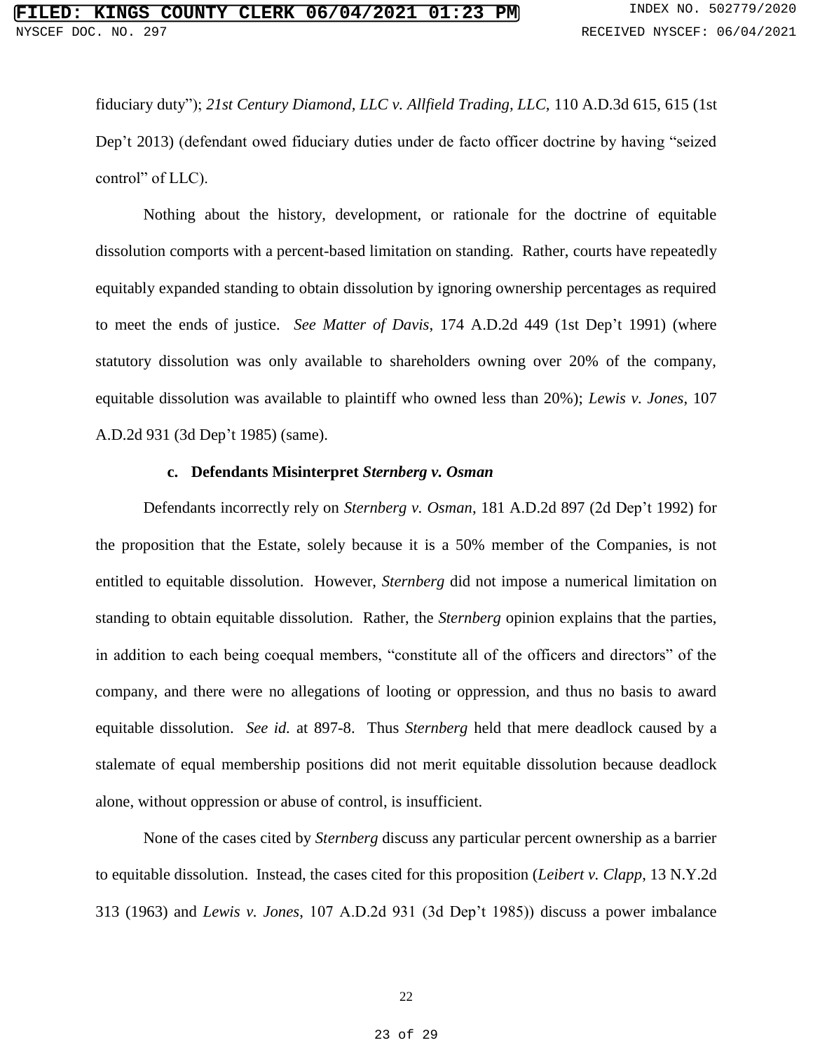fiduciary duty"); *21st Century Diamond, LLC v. Allfield Trading, LLC*, 110 A.D.3d 615, 615 (1st Dep't 2013) (defendant owed fiduciary duties under de facto officer doctrine by having "seized control" of LLC).

Nothing about the history, development, or rationale for the doctrine of equitable dissolution comports with a percent-based limitation on standing. Rather, courts have repeatedly equitably expanded standing to obtain dissolution by ignoring ownership percentages as required to meet the ends of justice. *See Matter of Davis*, 174 A.D.2d 449 (1st Dep't 1991) (where statutory dissolution was only available to shareholders owning over 20% of the company, equitable dissolution was available to plaintiff who owned less than 20%); *Lewis v. Jones*, 107 A.D.2d 931 (3d Dep't 1985) (same).

#### c. Defendants Misinterpret *Sternberg v. Osman*

Defendants incorrectly rely on *Sternberg v. Osman*, 181 A.D.2d 897 (2d Dep't 1992) for the proposition that the Estate, solely because it is a 50% member of the Companies, is not entitled to equitable dissolution. However, *Sternberg* did not impose a numerical limitation on standing to obtain equitable dissolution. Rather, the *Sternberg* opinion explains that the parties, in addition to each being coequal members, "constitute all of the officers and directors" of the company, and there were no allegations of looting or oppression, and thus no basis to award equitable dissolution. *See id.* at 897-8. Thus *Sternberg* held that mere deadlock caused by a stalemate of equal membership positions did not merit equitable dissolution because deadlock alone, without oppression or abuse of control, is insufficient.

None of the cases cited by *Sternberg* discuss any particular percent ownership as a barrier to equitable dissolution. Instead, the cases cited for this proposition (*Leibert v. Clapp*, 13 N.Y.2d 313 (1963) and *Lewis v. Jones*, 107 A.D.2d 931 (3d Dep't 1985)) discuss a power imbalance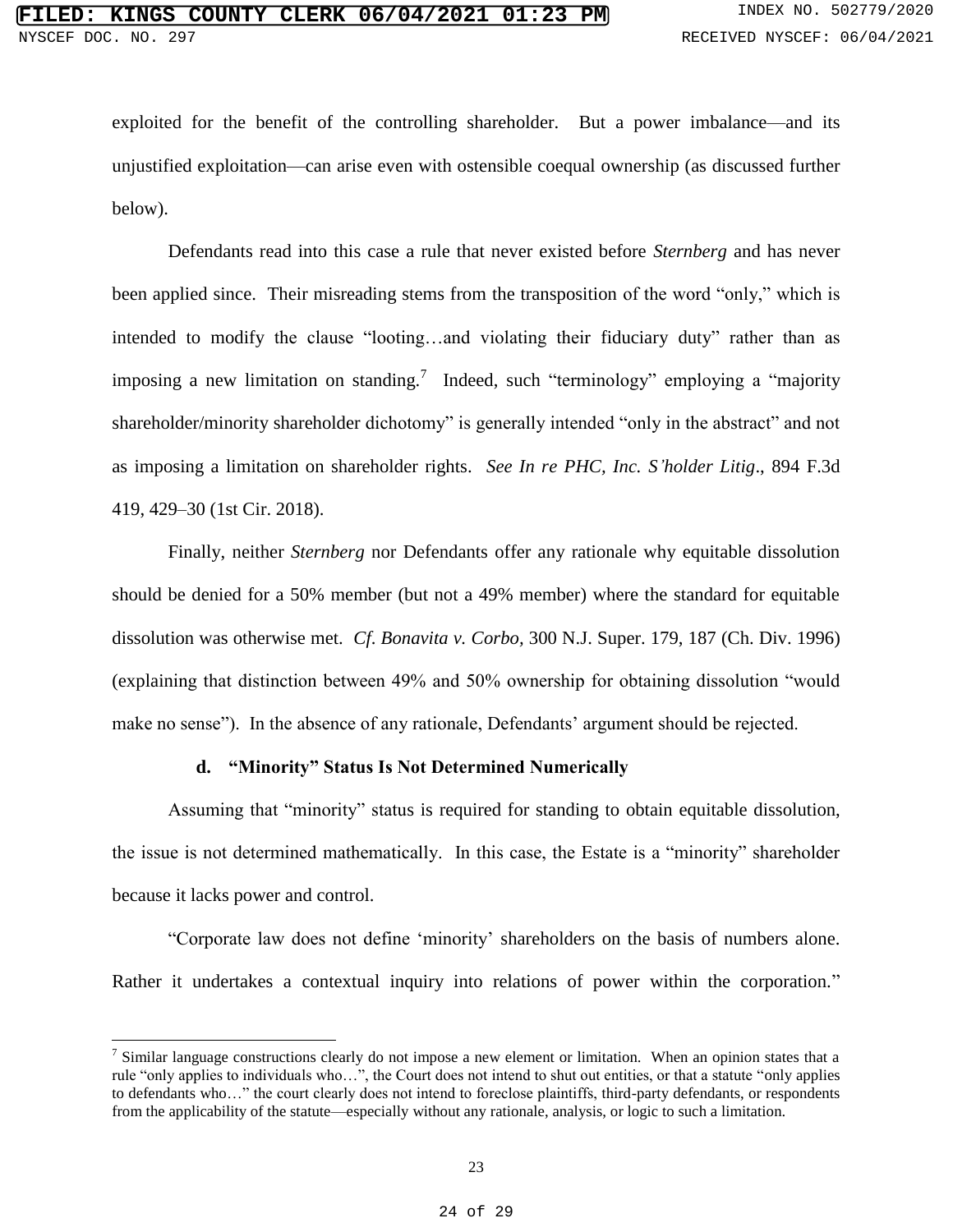exploited for the benefit of the controlling shareholder. But a power imbalance—and its unjustified exploitation—can arise even with ostensible coequal ownership (as discussed further below).

Defendants read into this case a rule that never existed before *Sternberg* and has never been applied since. Their misreading stems from the transposition of the word "only," which is intended to modify the clause "looting…and violating their fiduciary duty" rather than as imposing a new limitation on standing.[7] Indeed, such "terminology" employing a "majority shareholder/minority shareholder dichotomy" is generally intended "only in the abstract" and not as imposing a limitation on shareholder rights. *See In re PHC, Inc. S'holder Litig*., 894 F.3d 419, 429–30 (1st Cir. 2018).

Finally, neither *Sternberg* nor Defendants offer any rationale why equitable dissolution should be denied for a 50% member (but not a 49% member) where the standard for equitable dissolution was otherwise met. *Cf. Bonavita v. Corbo,* 300 N.J. Super. 179, 187 (Ch. Div. 1996) (explaining that distinction between 49% and 50% ownership for obtaining dissolution "would make no sense"). In the absence of any rationale, Defendants' argument should be rejected.

**d. "Minority" Status Is Not Determined Numerically**

Assuming that "minority" status is required for standing to obtain equitable dissolution, the issue is not determined mathematically. In this case, the Estate is a "minority" shareholder because it lacks power and control.

"Corporate law does not define 'minority' shareholders on the basis of numbers alone. Rather it undertakes a contextual inquiry into relations of power within the corporation."

---

[7] Similar language constructions clearly do not impose a new element or limitation. When an opinion states that a rule "only applies to individuals who…", the Court does not intend to shut out entities, or that a statute "only applies to defendants who…" the court clearly does not intend to foreclose plaintiffs, third-party defendants, or respondents from the applicability of the statute—especially without any rationale, analysis, or logic to such a limitation.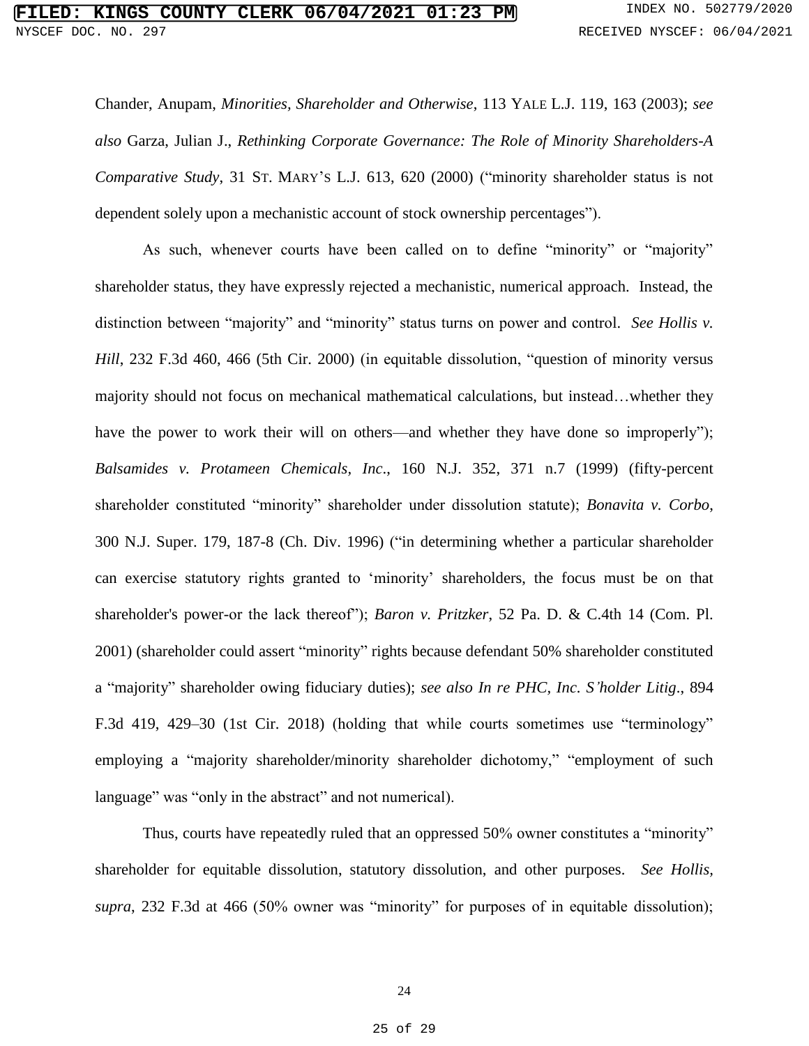Chander, Anupam, *Minorities, Shareholder and Otherwise*, 113 YALE L.J. 119, 163 (2003); *see also* Garza, Julian J., *Rethinking Corporate Governance: The Role of Minority Shareholders-A Comparative Study*, 31 ST. MARY'S L.J. 613, 620 (2000) ("minority shareholder status is not dependent solely upon a mechanistic account of stock ownership percentages").

As such, whenever courts have been called on to define "minority" or "majority" shareholder status, they have expressly rejected a mechanistic, numerical approach. Instead, the distinction between "majority" and "minority" status turns on power and control. *See Hollis v. Hill*, 232 F.3d 460, 466 (5th Cir. 2000) (in equitable dissolution, "question of minority versus majority should not focus on mechanical mathematical calculations, but instead…whether they have the power to work their will on others—and whether they have done so improperly"); *Balsamides v. Protameen Chemicals, Inc*., 160 N.J. 352, 371 n.7 (1999) (fifty-percent shareholder constituted "minority" shareholder under dissolution statute); *Bonavita v. Corbo*, 300 N.J. Super. 179, 187-8 (Ch. Div. 1996) ("in determining whether a particular shareholder can exercise statutory rights granted to 'minority' shareholders, the focus must be on that shareholder's power-or the lack thereof"); *Baron v. Pritzker*, 52 Pa. D. & C.4th 14 (Com. Pl. 2001) (shareholder could assert "minority" rights because defendant 50% shareholder constituted a "majority" shareholder owing fiduciary duties); *see also In re PHC, Inc. S'holder Litig*., 894 F.3d 419, 429–30 (1st Cir. 2018) (holding that while courts sometimes use "terminology" employing a "majority shareholder/minority shareholder dichotomy," "employment of such language" was "only in the abstract" and not numerical).

Thus, courts have repeatedly ruled that an oppressed 50% owner constitutes a "minority" shareholder for equitable dissolution, statutory dissolution, and other purposes. *See Hollis, supra*, 232 F.3d at 466 (50% owner was "minority" for purposes of in equitable dissolution);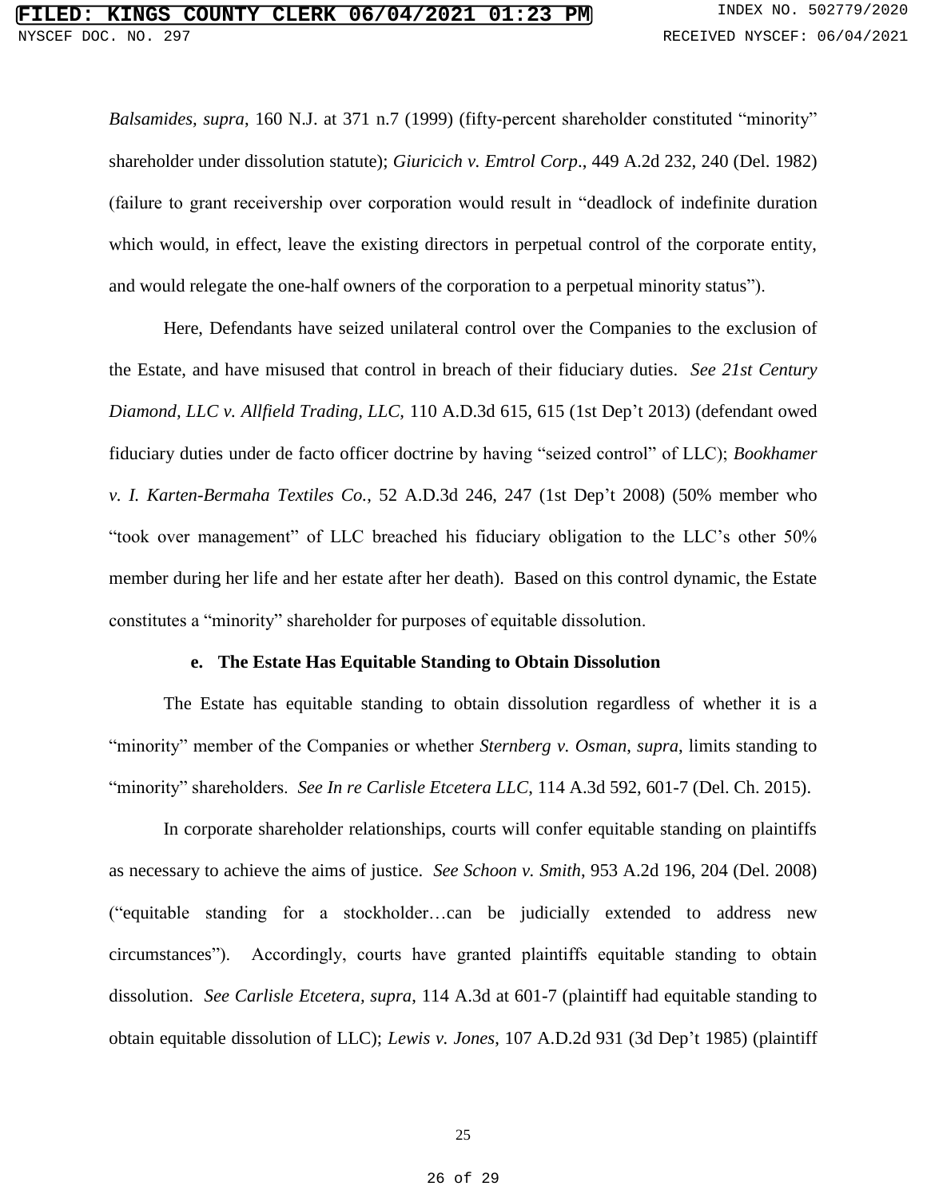*Balsamides*, *supra*, 160 N.J. at 371 n.7 (1999) (fifty-percent shareholder constituted "minority" shareholder under dissolution statute); *Giuricich v. Emtrol Corp*., 449 A.2d 232, 240 (Del. 1982) (failure to grant receivership over corporation would result in "deadlock of indefinite duration which would, in effect, leave the existing directors in perpetual control of the corporate entity, and would relegate the one-half owners of the corporation to a perpetual minority status").

Here, Defendants have seized unilateral control over the Companies to the exclusion of the Estate, and have misused that control in breach of their fiduciary duties. *See 21st Century Diamond, LLC v. Allfield Trading, LLC*, 110 A.D.3d 615, 615 (1st Dep't 2013) (defendant owed fiduciary duties under de facto officer doctrine by having "seized control" of LLC); *Bookhamer v. I. Karten-Bermaha Textiles Co.*, 52 A.D.3d 246, 247 (1st Dep't 2008) (50% member who "took over management" of LLC breached his fiduciary obligation to the LLC's other 50% member during her life and her estate after her death). Based on this control dynamic, the Estate constitutes a "minority" shareholder for purposes of equitable dissolution.

**e. The Estate Has Equitable Standing to Obtain Dissolution**

The Estate has equitable standing to obtain dissolution regardless of whether it is a "minority" member of the Companies or whether *Sternberg v. Osman*, *supra*, limits standing to "minority" shareholders. *See In re Carlisle Etcetera LLC*, 114 A.3d 592, 601-7 (Del. Ch. 2015).

In corporate shareholder relationships, courts will confer equitable standing on plaintiffs as necessary to achieve the aims of justice. *See Schoon v. Smith*, 953 A.2d 196, 204 (Del. 2008) ("equitable standing for a stockholder…can be judicially extended to address new circumstances"). Accordingly, courts have granted plaintiffs equitable standing to obtain dissolution. *See Carlisle Etcetera*, *supra*, 114 A.3d at 601-7 (plaintiff had equitable standing to obtain equitable dissolution of LLC); *Lewis v. Jones*, 107 A.D.2d 931 (3d Dep't 1985) (plaintiff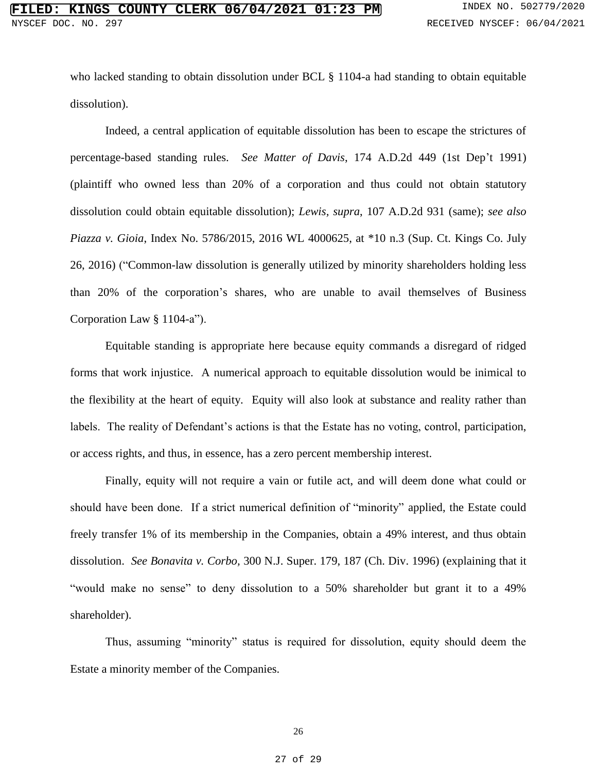who lacked standing to obtain dissolution under BCL § 1104-a had standing to obtain equitable dissolution).

Indeed, a central application of equitable dissolution has been to escape the strictures of percentage-based standing rules. *See Matter of Davis*, 174 A.D.2d 449 (1st Dep't 1991) (plaintiff who owned less than 20% of a corporation and thus could not obtain statutory dissolution could obtain equitable dissolution); *Lewis, supra*, 107 A.D.2d 931 (same); *see also Piazza v. Gioia*, Index No. 5786/2015, 2016 WL 4000625, at *10 n.3 (Sup. Ct. Kings Co. July 26, 2016) ("Common-law dissolution is generally utilized by minority shareholders holding less than 20% of the corporation's shares, who are unable to avail themselves of Business Corporation Law § 1104-a").

Equitable standing is appropriate here because equity commands a disregard of ridged forms that work injustice. A numerical approach to equitable dissolution would be inimical to the flexibility at the heart of equity. Equity will also look at substance and reality rather than labels. The reality of Defendant's actions is that the Estate has no voting, control, participation, or access rights, and thus, in essence, has a zero percent membership interest.

Finally, equity will not require a vain or futile act, and will deem done what could or should have been done. If a strict numerical definition of "minority" applied, the Estate could freely transfer 1% of its membership in the Companies, obtain a 49% interest, and thus obtain dissolution. *See Bonavita v. Corbo*, 300 N.J. Super. 179, 187 (Ch. Div. 1996) (explaining that it "would make no sense" to deny dissolution to a 50% shareholder but grant it to a 49% shareholder).

Thus, assuming "minority" status is required for dissolution, equity should deem the Estate a minority member of the Companies.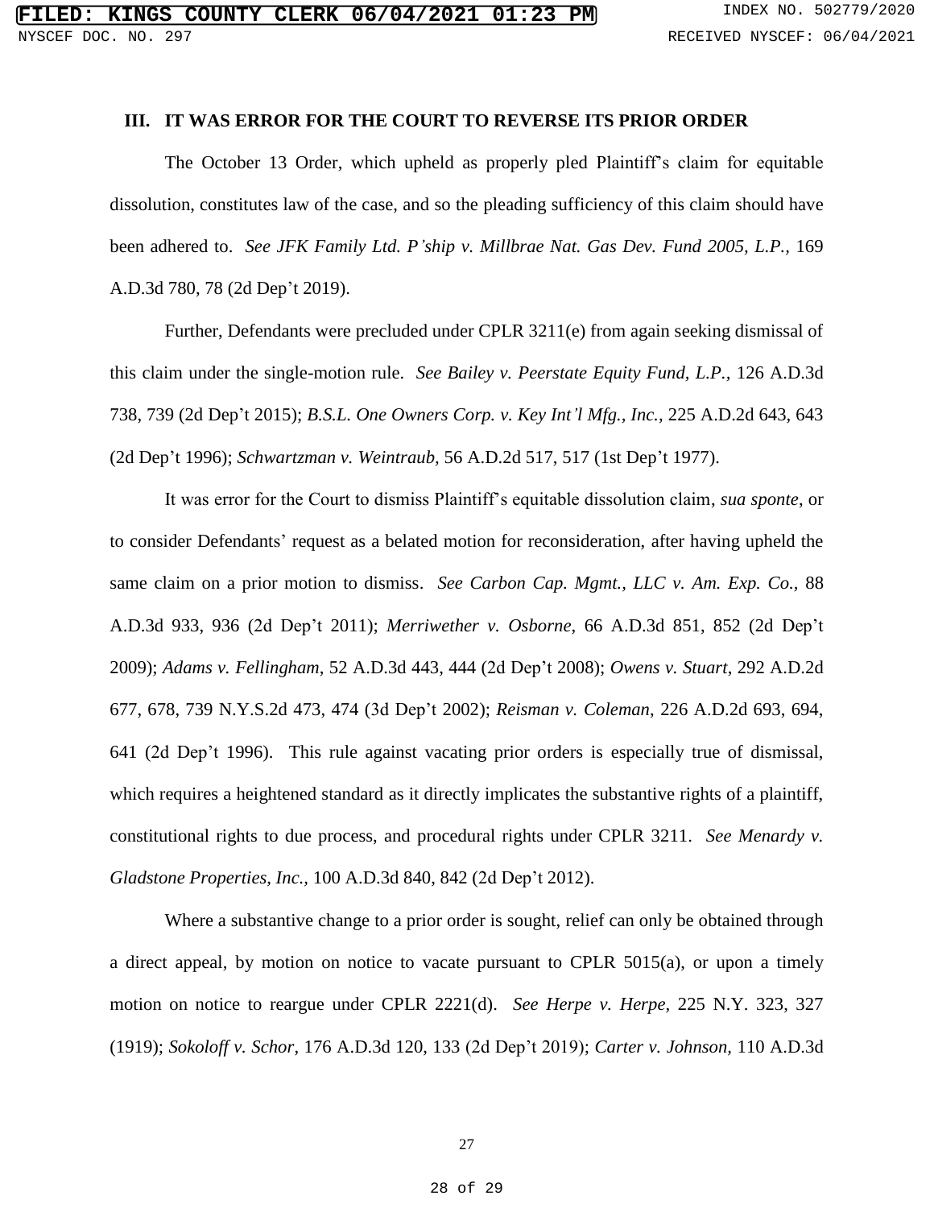## III. IT WAS ERROR FOR THE COURT TO REVERSE ITS PRIOR ORDER

The October 13 Order, which upheld as properly pled Plaintiff's claim for equitable dissolution, constitutes law of the case, and so the pleading sufficiency of this claim should have been adhered to. *See JFK Family Ltd. P'ship v. Millbrae Nat. Gas Dev. Fund 2005, L.P.*, 169 A.D.3d 780, 78 (2d Dep't 2019).

Further, Defendants were precluded under CPLR 3211(e) from again seeking dismissal of this claim under the single-motion rule. *See Bailey v. Peerstate Equity Fund, L.P.*, 126 A.D.3d 738, 739 (2d Dep't 2015); *B.S.L. One Owners Corp. v. Key Int'l Mfg., Inc.*, 225 A.D.2d 643, 643 (2d Dep't 1996); *Schwartzman v. Weintraub*, 56 A.D.2d 517, 517 (1st Dep't 1977).

It was error for the Court to dismiss Plaintiff's equitable dissolution claim, *sua sponte*, or to consider Defendants' request as a belated motion for reconsideration, after having upheld the same claim on a prior motion to dismiss. *See Carbon Cap. Mgmt., LLC v. Am. Exp. Co.*, 88 A.D.3d 933, 936 (2d Dep't 2011); *Merriwether v. Osborne*, 66 A.D.3d 851, 852 (2d Dep't 2009); *Adams v. Fellingham*, 52 A.D.3d 443, 444 (2d Dep't 2008); *Owens v. Stuart*, 292 A.D.2d 677, 678, 739 N.Y.S.2d 473, 474 (3d Dep't 2002); *Reisman v. Coleman*, 226 A.D.2d 693, 694, 641 (2d Dep't 1996). This rule against vacating prior orders is especially true of dismissal, which requires a heightened standard as it directly implicates the substantive rights of a plaintiff, constitutional rights to due process, and procedural rights under CPLR 3211. *See Menardy v. Gladstone Properties, Inc.*, 100 A.D.3d 840, 842 (2d Dep't 2012).

Where a substantive change to a prior order is sought, relief can only be obtained through a direct appeal, by motion on notice to vacate pursuant to CPLR 5015(a), or upon a timely motion on notice to reargue under CPLR 2221(d). *See Herpe v. Herpe*, 225 N.Y. 323, 327 (1919); *Sokoloff v. Schor*, 176 A.D.3d 120, 133 (2d Dep't 2019); *Carter v. Johnson*, 110 A.D.3d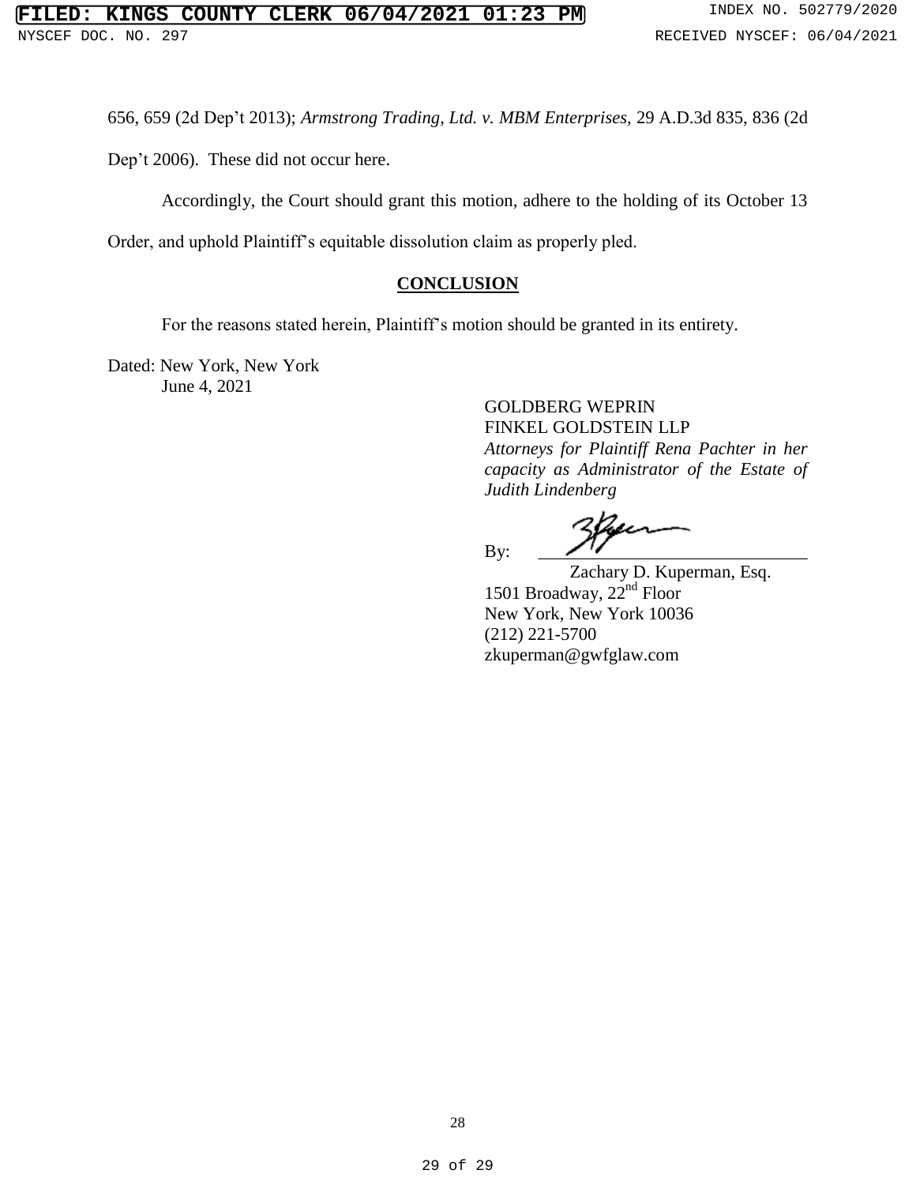656, 659 (2d Dep't 2013); *Armstrong Trading, Ltd. v. MBM Enterprises*, 29 A.D.3d 835, 836 (2d Dep't 2006). These did not occur here.

Accordingly, the Court should grant this motion, adhere to the holding of its October 13 Order, and uphold Plaintiff's equitable dissolution claim as properly pled.

## CONCLUSION

For the reasons stated herein, Plaintiff's motion should be granted in its entirety.

Dated: New York, New York
June 4, 2021

GOLDBERG WEPRIN
FINKEL GOLDSTEIN LLP
*Attorneys for Plaintiff Rena Pachter in her capacity as Administrator of the Estate of Judith Lindenberg*

By: ______________________________
Zachary D. Kuperman, Esq.
1501 Broadway, 22nd Floor
New York, New York 10036
(212) 221-5700
zkuperman@gwfglaw.com